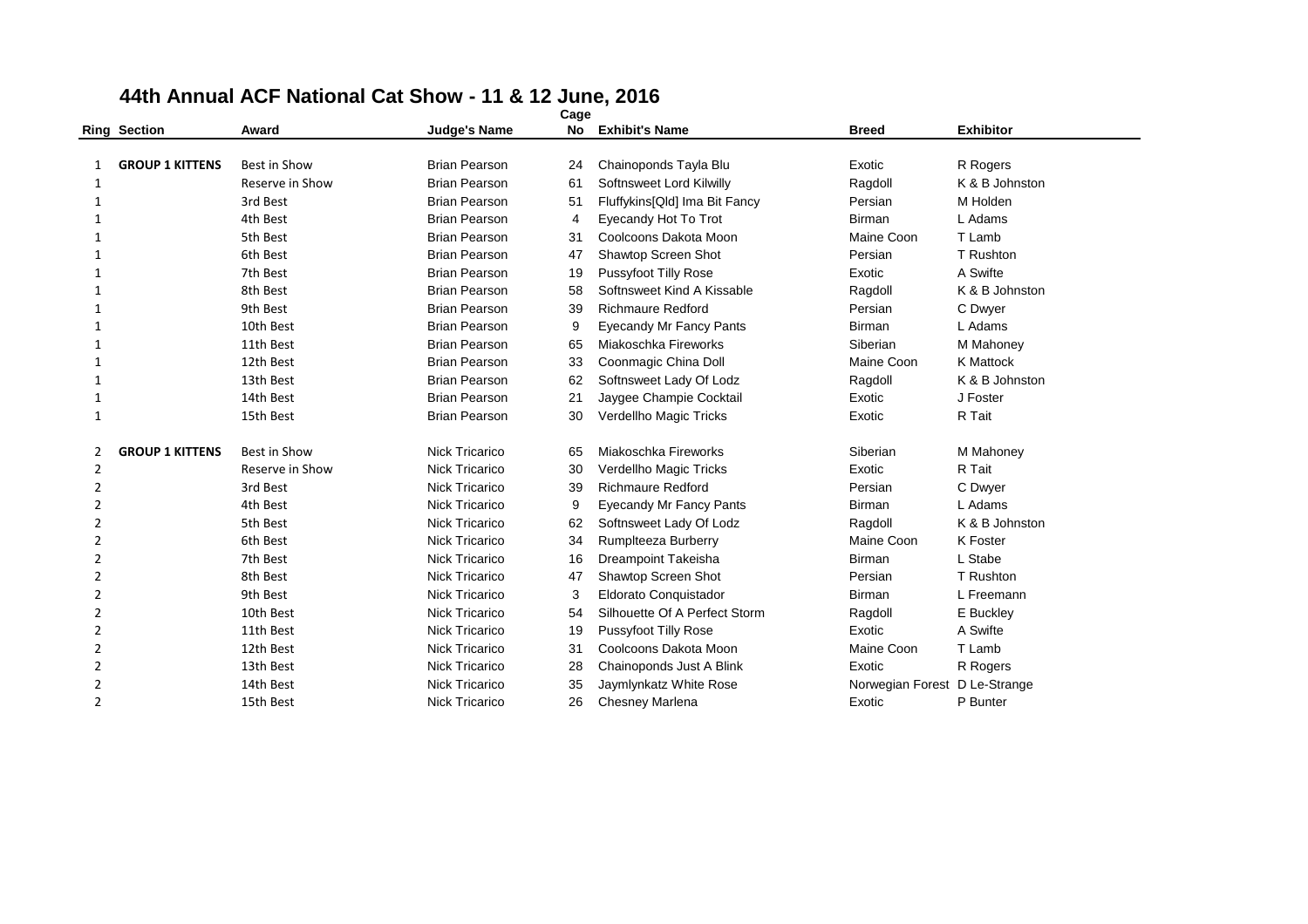# 44th Annual ACF National Cat Show - 11 & 12 June, 2016

| Ring | Section | Award | Judge's Name | Cage No | Exhibit's Name | Breed | Exhibitor |
|---|---|---|---|---|---|---|---|
| 1 | **GROUP 1 KITTENS** | Best in Show | Brian Pearson | 24 | Chainoponds Tayla Blu | Exotic | R Rogers |
| 1 | | Reserve in Show | Brian Pearson | 61 | Softnsweet Lord Kilwilly | Ragdoll | K & B Johnston |
| 1 | | 3rd Best | Brian Pearson | 51 | Fluffykins[Qld] Ima Bit Fancy | Persian | M Holden |
| 1 | | 4th Best | Brian Pearson | 4 | Eyecandy Hot To Trot | Birman | L Adams |
| 1 | | 5th Best | Brian Pearson | 31 | Coolcoons Dakota Moon | Maine Coon | T Lamb |
| 1 | | 6th Best | Brian Pearson | 47 | Shawtop Screen Shot | Persian | T Rushton |
| 1 | | 7th Best | Brian Pearson | 19 | Pussyfoot Tilly Rose | Exotic | A Swifte |
| 1 | | 8th Best | Brian Pearson | 58 | Softnsweet Kind A Kissable | Ragdoll | K & B Johnston |
| 1 | | 9th Best | Brian Pearson | 39 | Richmaure Redford | Persian | C Dwyer |
| 1 | | 10th Best | Brian Pearson | 9 | Eyecandy Mr Fancy Pants | Birman | L Adams |
| 1 | | 11th Best | Brian Pearson | 65 | Miakoschka Fireworks | Siberian | M Mahoney |
| 1 | | 12th Best | Brian Pearson | 33 | Coonmagic China Doll | Maine Coon | K Mattock |
| 1 | | 13th Best | Brian Pearson | 62 | Softnsweet Lady Of Lodz | Ragdoll | K & B Johnston |
| 1 | | 14th Best | Brian Pearson | 21 | Jaygee Champie Cocktail | Exotic | J Foster |
| 1 | | 15th Best | Brian Pearson | 30 | Verdellho Magic Tricks | Exotic | R Tait |
| 2 | **GROUP 1 KITTENS** | Best in Show | Nick Tricarico | 65 | Miakoschka Fireworks | Siberian | M Mahoney |
| 2 | | Reserve in Show | Nick Tricarico | 30 | Verdellho Magic Tricks | Exotic | R Tait |
| 2 | | 3rd Best | Nick Tricarico | 39 | Richmaure Redford | Persian | C Dwyer |
| 2 | | 4th Best | Nick Tricarico | 9 | Eyecandy Mr Fancy Pants | Birman | L Adams |
| 2 | | 5th Best | Nick Tricarico | 62 | Softnsweet Lady Of Lodz | Ragdoll | K & B Johnston |
| 2 | | 6th Best | Nick Tricarico | 34 | Rumplteeza Burberry | Maine Coon | K Foster |
| 2 | | 7th Best | Nick Tricarico | 16 | Dreampoint Takeisha | Birman | L Stabe |
| 2 | | 8th Best | Nick Tricarico | 47 | Shawtop Screen Shot | Persian | T Rushton |
| 2 | | 9th Best | Nick Tricarico | 3 | Eldorato Conquistador | Birman | L Freemann |
| 2 | | 10th Best | Nick Tricarico | 54 | Silhouette Of A Perfect Storm | Ragdoll | E Buckley |
| 2 | | 11th Best | Nick Tricarico | 19 | Pussyfoot Tilly Rose | Exotic | A Swifte |
| 2 | | 12th Best | Nick Tricarico | 31 | Coolcoons Dakota Moon | Maine Coon | T Lamb |
| 2 | | 13th Best | Nick Tricarico | 28 | Chainoponds Just A Blink | Exotic | R Rogers |
| 2 | | 14th Best | Nick Tricarico | 35 | Jaymlynkatz White Rose | Norwegian Forest | D Le-Strange |
| 2 | | 15th Best | Nick Tricarico | 26 | Chesney Marlena | Exotic | P Bunter |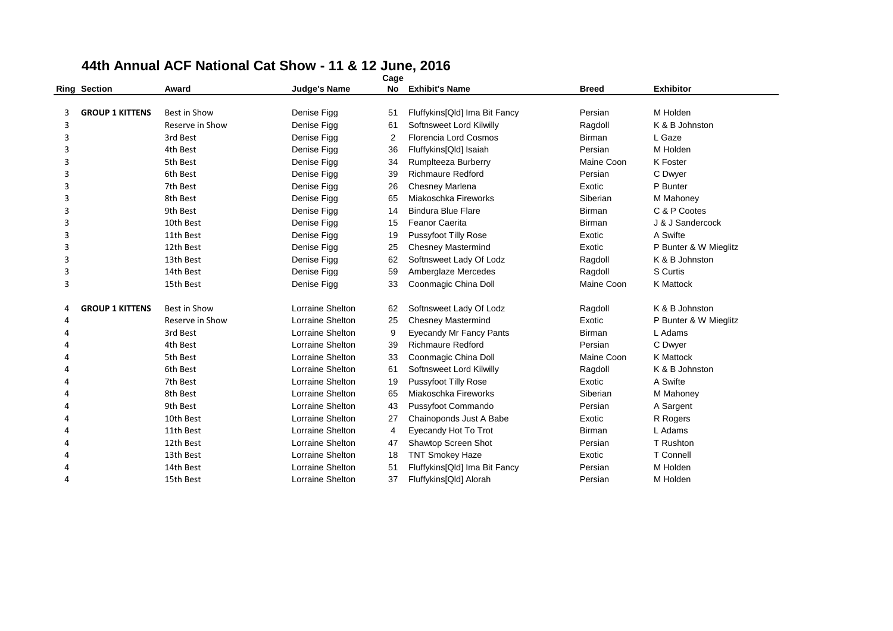# 44th Annual ACF National Cat Show - 11 & 12 June, 2016

| Ring | Section | Award | Judge's Name | Cage No | Exhibit's Name | Breed | Exhibitor |
|---|---|---|---|---|---|---|---|
| 3 | **GROUP 1 KITTENS** | Best in Show | Denise Figg | 51 | Fluffykins[Qld] Ima Bit Fancy | Persian | M Holden |
| 3 | | Reserve in Show | Denise Figg | 61 | Softnsweet Lord Kilwilly | Ragdoll | K & B Johnston |
| 3 | | 3rd Best | Denise Figg | 2 | Florencia Lord Cosmos | Birman | L Gaze |
| 3 | | 4th Best | Denise Figg | 36 | Fluffykins[Qld] Isaiah | Persian | M Holden |
| 3 | | 5th Best | Denise Figg | 34 | Rumplteeza Burberry | Maine Coon | K Foster |
| 3 | | 6th Best | Denise Figg | 39 | Richmaure Redford | Persian | C Dwyer |
| 3 | | 7th Best | Denise Figg | 26 | Chesney Marlena | Exotic | P Bunter |
| 3 | | 8th Best | Denise Figg | 65 | Miakoschka Fireworks | Siberian | M Mahoney |
| 3 | | 9th Best | Denise Figg | 14 | Bindura Blue Flare | Birman | C & P Cootes |
| 3 | | 10th Best | Denise Figg | 15 | Feanor Caerita | Birman | J & J Sandercock |
| 3 | | 11th Best | Denise Figg | 19 | Pussyfoot Tilly Rose | Exotic | A Swifte |
| 3 | | 12th Best | Denise Figg | 25 | Chesney Mastermind | Exotic | P Bunter & W Mieglitz |
| 3 | | 13th Best | Denise Figg | 62 | Softnsweet Lady Of Lodz | Ragdoll | K & B Johnston |
| 3 | | 14th Best | Denise Figg | 59 | Amberglaze Mercedes | Ragdoll | S Curtis |
| 3 | | 15th Best | Denise Figg | 33 | Coonmagic China Doll | Maine Coon | K Mattock |
| 4 | **GROUP 1 KITTENS** | Best in Show | Lorraine Shelton | 62 | Softnsweet Lady Of Lodz | Ragdoll | K & B Johnston |
| 4 | | Reserve in Show | Lorraine Shelton | 25 | Chesney Mastermind | Exotic | P Bunter & W Mieglitz |
| 4 | | 3rd Best | Lorraine Shelton | 9 | Eyecandy Mr Fancy Pants | Birman | L Adams |
| 4 | | 4th Best | Lorraine Shelton | 39 | Richmaure Redford | Persian | C Dwyer |
| 4 | | 5th Best | Lorraine Shelton | 33 | Coonmagic China Doll | Maine Coon | K Mattock |
| 4 | | 6th Best | Lorraine Shelton | 61 | Softnsweet Lord Kilwilly | Ragdoll | K & B Johnston |
| 4 | | 7th Best | Lorraine Shelton | 19 | Pussyfoot Tilly Rose | Exotic | A Swifte |
| 4 | | 8th Best | Lorraine Shelton | 65 | Miakoschka Fireworks | Siberian | M Mahoney |
| 4 | | 9th Best | Lorraine Shelton | 43 | Pussyfoot Commando | Persian | A Sargent |
| 4 | | 10th Best | Lorraine Shelton | 27 | Chainoponds Just A Babe | Exotic | R Rogers |
| 4 | | 11th Best | Lorraine Shelton | 4 | Eyecandy Hot To Trot | Birman | L Adams |
| 4 | | 12th Best | Lorraine Shelton | 47 | Shawtop Screen Shot | Persian | T Rushton |
| 4 | | 13th Best | Lorraine Shelton | 18 | TNT Smokey Haze | Exotic | T Connell |
| 4 | | 14th Best | Lorraine Shelton | 51 | Fluffykins[Qld] Ima Bit Fancy | Persian | M Holden |
| 4 | | 15th Best | Lorraine Shelton | 37 | Fluffykins[Qld] Alorah | Persian | M Holden |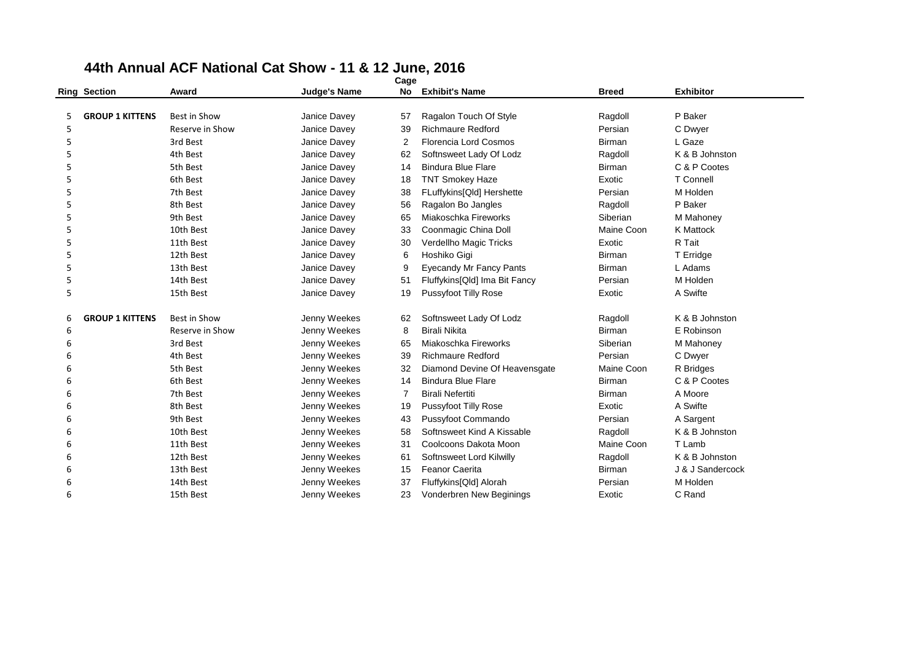# 44th Annual ACF National Cat Show - 11 & 12 June, 2016

| Ring | Section | Award | Judge's Name | Cage No | Exhibit's Name | Breed | Exhibitor |
|---|---|---|---|---|---|---|---|
| 5 | **GROUP 1 KITTENS** | Best in Show | Janice Davey | 57 | Ragalon Touch Of Style | Ragdoll | P Baker |
| 5 | | Reserve in Show | Janice Davey | 39 | Richmaure Redford | Persian | C Dwyer |
| 5 | | 3rd Best | Janice Davey | 2 | Florencia Lord Cosmos | Birman | L Gaze |
| 5 | | 4th Best | Janice Davey | 62 | Softnsweet Lady Of Lodz | Ragdoll | K & B Johnston |
| 5 | | 5th Best | Janice Davey | 14 | Bindura Blue Flare | Birman | C & P Cootes |
| 5 | | 6th Best | Janice Davey | 18 | TNT Smokey Haze | Exotic | T Connell |
| 5 | | 7th Best | Janice Davey | 38 | FLuffykins[Qld] Hershette | Persian | M Holden |
| 5 | | 8th Best | Janice Davey | 56 | Ragalon Bo Jangles | Ragdoll | P Baker |
| 5 | | 9th Best | Janice Davey | 65 | Miakoschka Fireworks | Siberian | M Mahoney |
| 5 | | 10th Best | Janice Davey | 33 | Coonmagic China Doll | Maine Coon | K Mattock |
| 5 | | 11th Best | Janice Davey | 30 | Verdellho Magic Tricks | Exotic | R Tait |
| 5 | | 12th Best | Janice Davey | 6 | Hoshiko Gigi | Birman | T Erridge |
| 5 | | 13th Best | Janice Davey | 9 | Eyecandy Mr Fancy Pants | Birman | L Adams |
| 5 | | 14th Best | Janice Davey | 51 | Fluffykins[Qld] Ima Bit Fancy | Persian | M Holden |
| 5 | | 15th Best | Janice Davey | 19 | Pussyfoot Tilly Rose | Exotic | A Swifte |
| 6 | **GROUP 1 KITTENS** | Best in Show | Jenny Weekes | 62 | Softnsweet Lady Of Lodz | Ragdoll | K & B Johnston |
| 6 | | Reserve in Show | Jenny Weekes | 8 | Birali Nikita | Birman | E Robinson |
| 6 | | 3rd Best | Jenny Weekes | 65 | Miakoschka Fireworks | Siberian | M Mahoney |
| 6 | | 4th Best | Jenny Weekes | 39 | Richmaure Redford | Persian | C Dwyer |
| 6 | | 5th Best | Jenny Weekes | 32 | Diamond Devine Of Heavensgate | Maine Coon | R Bridges |
| 6 | | 6th Best | Jenny Weekes | 14 | Bindura Blue Flare | Birman | C & P Cootes |
| 6 | | 7th Best | Jenny Weekes | 7 | Birali Nefertiti | Birman | A Moore |
| 6 | | 8th Best | Jenny Weekes | 19 | Pussyfoot Tilly Rose | Exotic | A Swifte |
| 6 | | 9th Best | Jenny Weekes | 43 | Pussyfoot Commando | Persian | A Sargent |
| 6 | | 10th Best | Jenny Weekes | 58 | Softnsweet Kind A Kissable | Ragdoll | K & B Johnston |
| 6 | | 11th Best | Jenny Weekes | 31 | Coolcoons Dakota Moon | Maine Coon | T Lamb |
| 6 | | 12th Best | Jenny Weekes | 61 | Softnsweet Lord Kilwilly | Ragdoll | K & B Johnston |
| 6 | | 13th Best | Jenny Weekes | 15 | Feanor Caerita | Birman | J & J Sandercock |
| 6 | | 14th Best | Jenny Weekes | 37 | Fluffykins[Qld] Alorah | Persian | M Holden |
| 6 | | 15th Best | Jenny Weekes | 23 | Vonderbren New Beginings | Exotic | C Rand |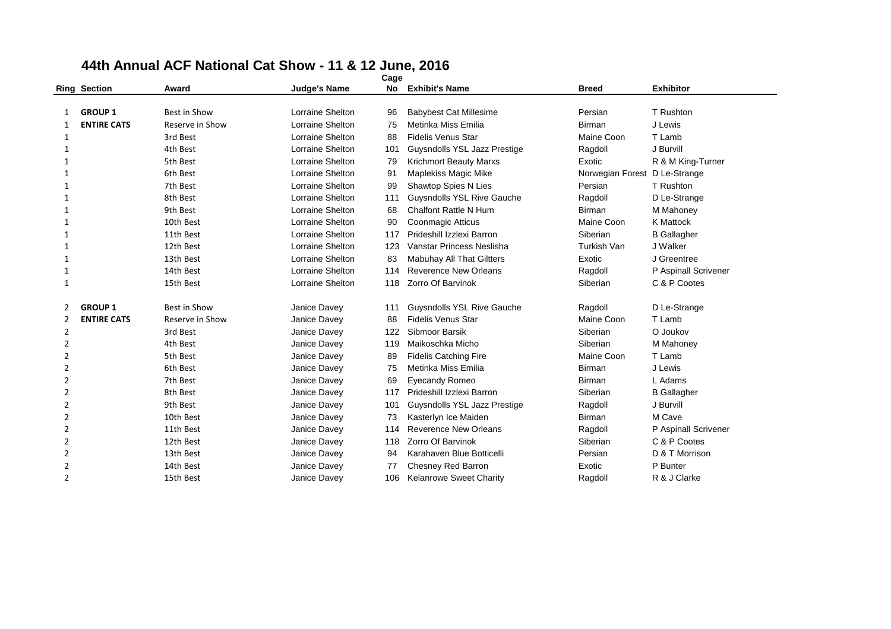# 44th Annual ACF National Cat Show - 11 & 12 June, 2016

| Ring | Section | Award | Judge's Name | Cage No | Exhibit's Name | Breed | Exhibitor |
|---|---|---|---|---|---|---|---|
| 1 | **GROUP 1** | Best in Show | Lorraine Shelton | 96 | Babybest Cat Millesime | Persian | T Rushton |
| 1 | **ENTIRE CATS** | Reserve in Show | Lorraine Shelton | 75 | Metinka Miss Emilia | Birman | J Lewis |
| 1 | | 3rd Best | Lorraine Shelton | 88 | Fidelis Venus Star | Maine Coon | T Lamb |
| 1 | | 4th Best | Lorraine Shelton | 101 | Guysndolls YSL Jazz Prestige | Ragdoll | J Burvill |
| 1 | | 5th Best | Lorraine Shelton | 79 | Krichmort Beauty Marxs | Exotic | R & M King-Turner |
| 1 | | 6th Best | Lorraine Shelton | 91 | Maplekiss Magic Mike | Norwegian Forest | D Le-Strange |
| 1 | | 7th Best | Lorraine Shelton | 99 | Shawtop Spies N Lies | Persian | T Rushton |
| 1 | | 8th Best | Lorraine Shelton | 111 | Guysndolls YSL Rive Gauche | Ragdoll | D Le-Strange |
| 1 | | 9th Best | Lorraine Shelton | 68 | Chalfont Rattle N Hum | Birman | M Mahoney |
| 1 | | 10th Best | Lorraine Shelton | 90 | Coonmagic Atticus | Maine Coon | K Mattock |
| 1 | | 11th Best | Lorraine Shelton | 117 | Prideshill Izzlexi Barron | Siberian | B Gallagher |
| 1 | | 12th Best | Lorraine Shelton | 123 | Vanstar Princess Neslisha | Turkish Van | J Walker |
| 1 | | 13th Best | Lorraine Shelton | 83 | Mabuhay All That Giltters | Exotic | J Greentree |
| 1 | | 14th Best | Lorraine Shelton | 114 | Reverence New Orleans | Ragdoll | P Aspinall Scrivener |
| 1 | | 15th Best | Lorraine Shelton | 118 | Zorro Of Barvinok | Siberian | C & P Cootes |
| 2 | **GROUP 1** | Best in Show | Janice Davey | 111 | Guysndolls YSL Rive Gauche | Ragdoll | D Le-Strange |
| 2 | **ENTIRE CATS** | Reserve in Show | Janice Davey | 88 | Fidelis Venus Star | Maine Coon | T Lamb |
| 2 | | 3rd Best | Janice Davey | 122 | Sibmoor Barsik | Siberian | O Joukov |
| 2 | | 4th Best | Janice Davey | 119 | Maikoschka Micho | Siberian | M Mahoney |
| 2 | | 5th Best | Janice Davey | 89 | Fidelis Catching Fire | Maine Coon | T Lamb |
| 2 | | 6th Best | Janice Davey | 75 | Metinka Miss Emilia | Birman | J Lewis |
| 2 | | 7th Best | Janice Davey | 69 | Eyecandy Romeo | Birman | L Adams |
| 2 | | 8th Best | Janice Davey | 117 | Prideshill Izzlexi Barron | Siberian | B Gallagher |
| 2 | | 9th Best | Janice Davey | 101 | Guysndolls YSL Jazz Prestige | Ragdoll | J Burvill |
| 2 | | 10th Best | Janice Davey | 73 | Kasterlyn Ice Maiden | Birman | M Cave |
| 2 | | 11th Best | Janice Davey | 114 | Reverence New Orleans | Ragdoll | P Aspinall Scrivener |
| 2 | | 12th Best | Janice Davey | 118 | Zorro Of Barvinok | Siberian | C & P Cootes |
| 2 | | 13th Best | Janice Davey | 94 | Karahaven Blue Botticelli | Persian | D & T Morrison |
| 2 | | 14th Best | Janice Davey | 77 | Chesney Red Barron | Exotic | P Bunter |
| 2 | | 15th Best | Janice Davey | 106 | Kelanrowe Sweet Charity | Ragdoll | R & J Clarke |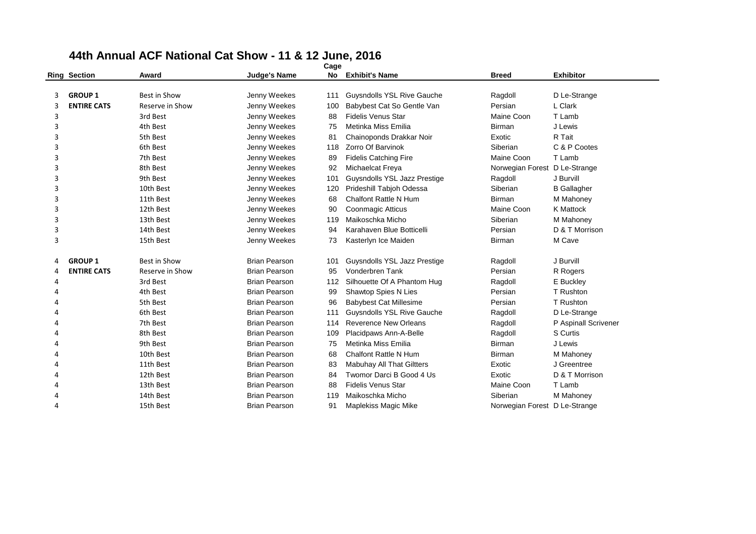# 44th Annual ACF National Cat Show - 11 & 12 June, 2016

| Ring | Section | Award | Judge's Name | Cage No | Exhibit's Name | Breed | Exhibitor |
|---|---|---|---|---|---|---|---|
| 3 | **GROUP 1** | Best in Show | Jenny Weekes | 111 | Guysndolls YSL Rive Gauche | Ragdoll | D Le-Strange |
| 3 | **ENTIRE CATS** | Reserve in Show | Jenny Weekes | 100 | Babybest Cat So Gentle Van | Persian | L Clark |
| 3 | | 3rd Best | Jenny Weekes | 88 | Fidelis Venus Star | Maine Coon | T Lamb |
| 3 | | 4th Best | Jenny Weekes | 75 | Metinka Miss Emilia | Birman | J Lewis |
| 3 | | 5th Best | Jenny Weekes | 81 | Chainoponds Drakkar Noir | Exotic | R Tait |
| 3 | | 6th Best | Jenny Weekes | 118 | Zorro Of Barvinok | Siberian | C & P Cootes |
| 3 | | 7th Best | Jenny Weekes | 89 | Fidelis Catching Fire | Maine Coon | T Lamb |
| 3 | | 8th Best | Jenny Weekes | 92 | Michaelcat Freya | Norwegian Forest | D Le-Strange |
| 3 | | 9th Best | Jenny Weekes | 101 | Guysndolls YSL Jazz Prestige | Ragdoll | J Burvill |
| 3 | | 10th Best | Jenny Weekes | 120 | Prideshill Tabjoh Odessa | Siberian | B Gallagher |
| 3 | | 11th Best | Jenny Weekes | 68 | Chalfont Rattle N Hum | Birman | M Mahoney |
| 3 | | 12th Best | Jenny Weekes | 90 | Coonmagic Atticus | Maine Coon | K Mattock |
| 3 | | 13th Best | Jenny Weekes | 119 | Maikoschka Micho | Siberian | M Mahoney |
| 3 | | 14th Best | Jenny Weekes | 94 | Karahaven Blue Botticelli | Persian | D & T Morrison |
| 3 | | 15th Best | Jenny Weekes | 73 | Kasterlyn Ice Maiden | Birman | M Cave |
| 4 | **GROUP 1** | Best in Show | Brian Pearson | 101 | Guysndolls YSL Jazz Prestige | Ragdoll | J Burvill |
| 4 | **ENTIRE CATS** | Reserve in Show | Brian Pearson | 95 | Vonderbren Tank | Persian | R Rogers |
| 4 | | 3rd Best | Brian Pearson | 112 | Silhouette Of A Phantom Hug | Ragdoll | E Buckley |
| 4 | | 4th Best | Brian Pearson | 99 | Shawtop Spies N Lies | Persian | T Rushton |
| 4 | | 5th Best | Brian Pearson | 96 | Babybest Cat Millesime | Persian | T Rushton |
| 4 | | 6th Best | Brian Pearson | 111 | Guysndolls YSL Rive Gauche | Ragdoll | D Le-Strange |
| 4 | | 7th Best | Brian Pearson | 114 | Reverence New Orleans | Ragdoll | P Aspinall Scrivener |
| 4 | | 8th Best | Brian Pearson | 109 | Placidpaws Ann-A-Belle | Ragdoll | S Curtis |
| 4 | | 9th Best | Brian Pearson | 75 | Metinka Miss Emilia | Birman | J Lewis |
| 4 | | 10th Best | Brian Pearson | 68 | Chalfont Rattle N Hum | Birman | M Mahoney |
| 4 | | 11th Best | Brian Pearson | 83 | Mabuhay All That Giltters | Exotic | J Greentree |
| 4 | | 12th Best | Brian Pearson | 84 | Twomor Darci B Good 4 Us | Exotic | D & T Morrison |
| 4 | | 13th Best | Brian Pearson | 88 | Fidelis Venus Star | Maine Coon | T Lamb |
| 4 | | 14th Best | Brian Pearson | 119 | Maikoschka Micho | Siberian | M Mahoney |
| 4 | | 15th Best | Brian Pearson | 91 | Maplekiss Magic Mike | Norwegian Forest | D Le-Strange |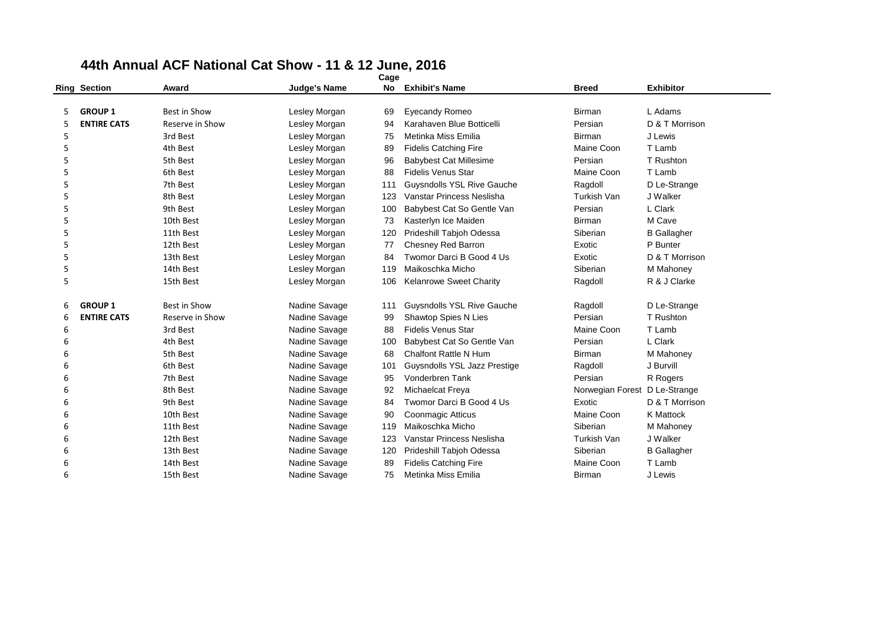# 44th Annual ACF National Cat Show - 11 & 12 June, 2016

| Ring | Section | Award | Judge's Name | Cage No | Exhibit's Name | Breed | Exhibitor |
|---|---|---|---|---|---|---|---|
| 5 | **GROUP 1** | Best in Show | Lesley Morgan | 69 | Eyecandy Romeo | Birman | L Adams |
| 5 | **ENTIRE CATS** | Reserve in Show | Lesley Morgan | 94 | Karahaven Blue Botticelli | Persian | D & T Morrison |
| 5 | | 3rd Best | Lesley Morgan | 75 | Metinka Miss Emilia | Birman | J Lewis |
| 5 | | 4th Best | Lesley Morgan | 89 | Fidelis Catching Fire | Maine Coon | T Lamb |
| 5 | | 5th Best | Lesley Morgan | 96 | Babybest Cat Millesime | Persian | T Rushton |
| 5 | | 6th Best | Lesley Morgan | 88 | Fidelis Venus Star | Maine Coon | T Lamb |
| 5 | | 7th Best | Lesley Morgan | 111 | Guysndolls YSL Rive Gauche | Ragdoll | D Le-Strange |
| 5 | | 8th Best | Lesley Morgan | 123 | Vanstar Princess Neslisha | Turkish Van | J Walker |
| 5 | | 9th Best | Lesley Morgan | 100 | Babybest Cat So Gentle Van | Persian | L Clark |
| 5 | | 10th Best | Lesley Morgan | 73 | Kasterlyn Ice Maiden | Birman | M Cave |
| 5 | | 11th Best | Lesley Morgan | 120 | Prideshill Tabjoh Odessa | Siberian | B Gallagher |
| 5 | | 12th Best | Lesley Morgan | 77 | Chesney Red Barron | Exotic | P Bunter |
| 5 | | 13th Best | Lesley Morgan | 84 | Twomor Darci B Good 4 Us | Exotic | D & T Morrison |
| 5 | | 14th Best | Lesley Morgan | 119 | Maikoschka Micho | Siberian | M Mahoney |
| 5 | | 15th Best | Lesley Morgan | 106 | Kelanrowe Sweet Charity | Ragdoll | R & J Clarke |
| 6 | **GROUP 1** | Best in Show | Nadine Savage | 111 | Guysndolls YSL Rive Gauche | Ragdoll | D Le-Strange |
| 6 | **ENTIRE CATS** | Reserve in Show | Nadine Savage | 99 | Shawtop Spies N Lies | Persian | T Rushton |
| 6 | | 3rd Best | Nadine Savage | 88 | Fidelis Venus Star | Maine Coon | T Lamb |
| 6 | | 4th Best | Nadine Savage | 100 | Babybest Cat So Gentle Van | Persian | L Clark |
| 6 | | 5th Best | Nadine Savage | 68 | Chalfont Rattle N Hum | Birman | M Mahoney |
| 6 | | 6th Best | Nadine Savage | 101 | Guysndolls YSL Jazz Prestige | Ragdoll | J Burvill |
| 6 | | 7th Best | Nadine Savage | 95 | Vonderbren Tank | Persian | R Rogers |
| 6 | | 8th Best | Nadine Savage | 92 | Michaelcat Freya | Norwegian Forest | D Le-Strange |
| 6 | | 9th Best | Nadine Savage | 84 | Twomor Darci B Good 4 Us | Exotic | D & T Morrison |
| 6 | | 10th Best | Nadine Savage | 90 | Coonmagic Atticus | Maine Coon | K Mattock |
| 6 | | 11th Best | Nadine Savage | 119 | Maikoschka Micho | Siberian | M Mahoney |
| 6 | | 12th Best | Nadine Savage | 123 | Vanstar Princess Neslisha | Turkish Van | J Walker |
| 6 | | 13th Best | Nadine Savage | 120 | Prideshill Tabjoh Odessa | Siberian | B Gallagher |
| 6 | | 14th Best | Nadine Savage | 89 | Fidelis Catching Fire | Maine Coon | T Lamb |
| 6 | | 15th Best | Nadine Savage | 75 | Metinka Miss Emilia | Birman | J Lewis |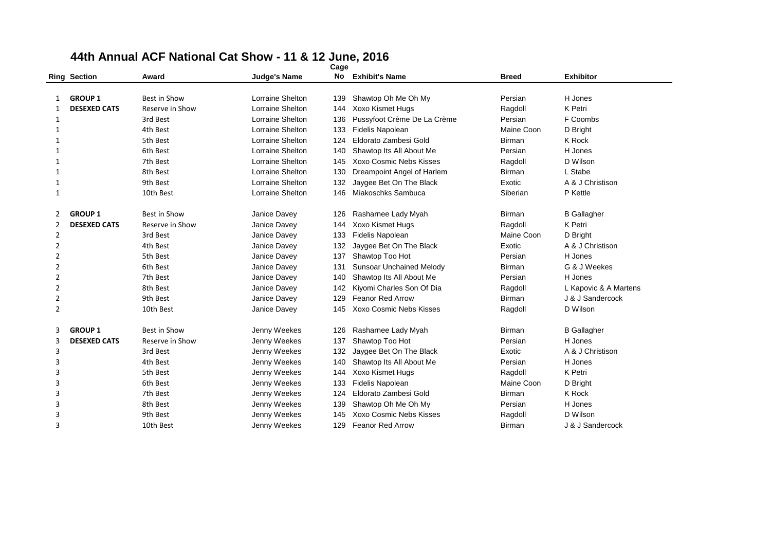# 44th Annual ACF National Cat Show - 11 & 12 June, 2016

| Ring | Section | Award | Judge's Name | Cage No | Exhibit's Name | Breed | Exhibitor |
|---|---|---|---|---|---|---|---|
| 1 | **GROUP 1** | Best in Show | Lorraine Shelton | 139 | Shawtop Oh Me Oh My | Persian | H Jones |
| 1 | **DESEXED CATS** | Reserve in Show | Lorraine Shelton | 144 | Xoxo Kismet Hugs | Ragdoll | K Petri |
| 1 | | 3rd Best | Lorraine Shelton | 136 | Pussyfoot Crème De La Crème | Persian | F Coombs |
| 1 | | 4th Best | Lorraine Shelton | 133 | Fidelis Napolean | Maine Coon | D Bright |
| 1 | | 5th Best | Lorraine Shelton | 124 | Eldorato Zambesi Gold | Birman | K Rock |
| 1 | | 6th Best | Lorraine Shelton | 140 | Shawtop Its All About Me | Persian | H Jones |
| 1 | | 7th Best | Lorraine Shelton | 145 | Xoxo Cosmic Nebs Kisses | Ragdoll | D Wilson |
| 1 | | 8th Best | Lorraine Shelton | 130 | Dreampoint Angel of Harlem | Birman | L Stabe |
| 1 | | 9th Best | Lorraine Shelton | 132 | Jaygee Bet On The Black | Exotic | A & J Christison |
| 1 | | 10th Best | Lorraine Shelton | 146 | Miakoschks Sambuca | Siberian | P Kettle |
| 2 | **GROUP 1** | Best in Show | Janice Davey | 126 | Rasharnee Lady Myah | Birman | B Gallagher |
| 2 | **DESEXED CATS** | Reserve in Show | Janice Davey | 144 | Xoxo Kismet Hugs | Ragdoll | K Petri |
| 2 | | 3rd Best | Janice Davey | 133 | Fidelis Napolean | Maine Coon | D Bright |
| 2 | | 4th Best | Janice Davey | 132 | Jaygee Bet On The Black | Exotic | A & J Christison |
| 2 | | 5th Best | Janice Davey | 137 | Shawtop Too Hot | Persian | H Jones |
| 2 | | 6th Best | Janice Davey | 131 | Sunsoar Unchained Melody | Birman | G & J Weekes |
| 2 | | 7th Best | Janice Davey | 140 | Shawtop Its All About Me | Persian | H Jones |
| 2 | | 8th Best | Janice Davey | 142 | Kiyomi Charles Son Of Dia | Ragdoll | L Kapovic & A Martens |
| 2 | | 9th Best | Janice Davey | 129 | Feanor Red Arrow | Birman | J & J Sandercock |
| 2 | | 10th Best | Janice Davey | 145 | Xoxo Cosmic Nebs Kisses | Ragdoll | D Wilson |
| 3 | **GROUP 1** | Best in Show | Jenny Weekes | 126 | Rasharnee Lady Myah | Birman | B Gallagher |
| 3 | **DESEXED CATS** | Reserve in Show | Jenny Weekes | 137 | Shawtop Too Hot | Persian | H Jones |
| 3 | | 3rd Best | Jenny Weekes | 132 | Jaygee Bet On The Black | Exotic | A & J Christison |
| 3 | | 4th Best | Jenny Weekes | 140 | Shawtop Its All About Me | Persian | H Jones |
| 3 | | 5th Best | Jenny Weekes | 144 | Xoxo Kismet Hugs | Ragdoll | K Petri |
| 3 | | 6th Best | Jenny Weekes | 133 | Fidelis Napolean | Maine Coon | D Bright |
| 3 | | 7th Best | Jenny Weekes | 124 | Eldorato Zambesi Gold | Birman | K Rock |
| 3 | | 8th Best | Jenny Weekes | 139 | Shawtop Oh Me Oh My | Persian | H Jones |
| 3 | | 9th Best | Jenny Weekes | 145 | Xoxo Cosmic Nebs Kisses | Ragdoll | D Wilson |
| 3 | | 10th Best | Jenny Weekes | 129 | Feanor Red Arrow | Birman | J & J Sandercock |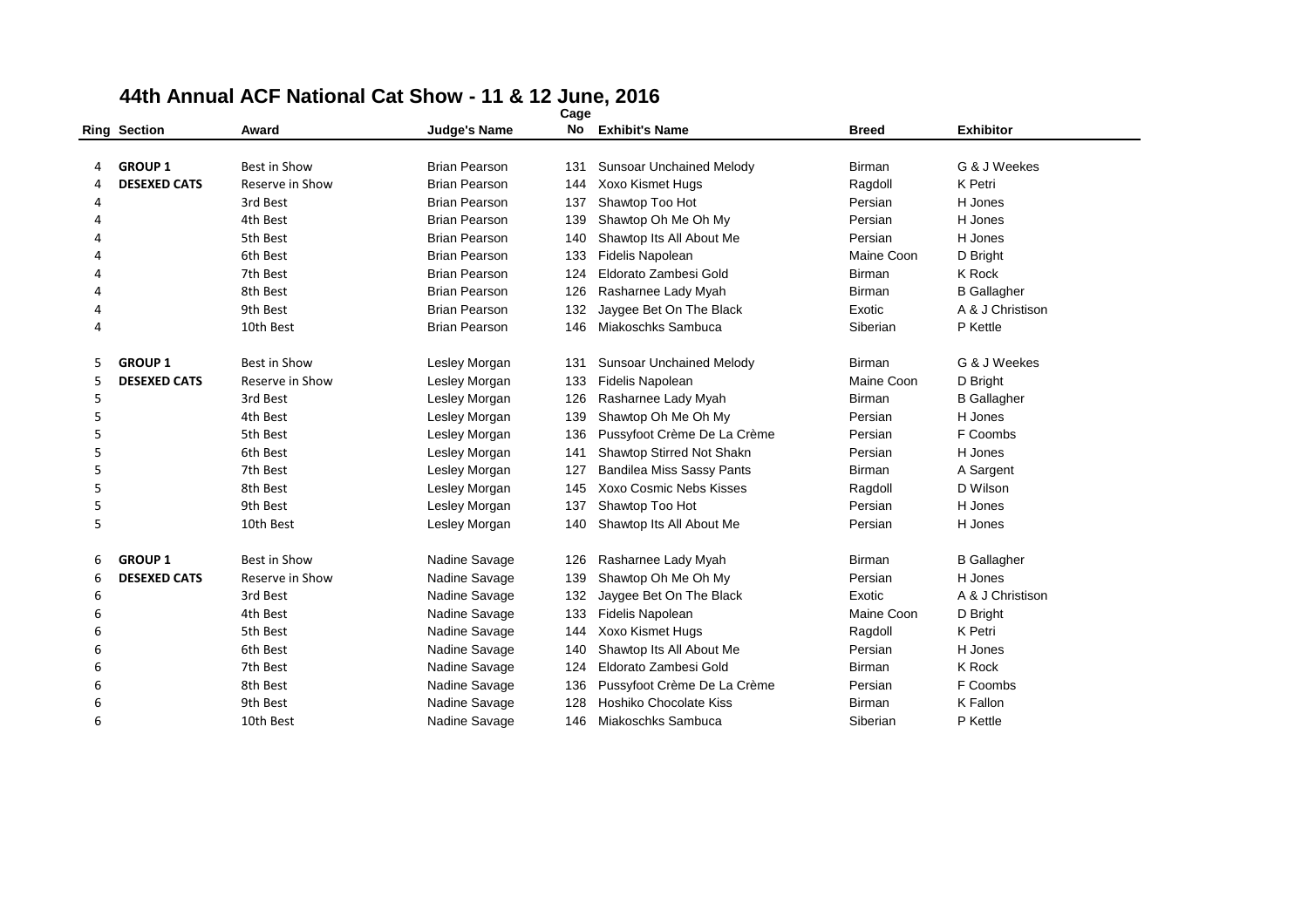# 44th Annual ACF National Cat Show - 11 & 12 June, 2016

| Ring | Section | Award | Judge's Name | Cage No | Exhibit's Name | Breed | Exhibitor |
|---|---|---|---|---|---|---|---|
| 4 | **GROUP 1** | Best in Show | Brian Pearson | 131 | Sunsoar Unchained Melody | Birman | G & J Weekes |
| 4 | **DESEXED CATS** | Reserve in Show | Brian Pearson | 144 | Xoxo Kismet Hugs | Ragdoll | K Petri |
| 4 | | 3rd Best | Brian Pearson | 137 | Shawtop Too Hot | Persian | H Jones |
| 4 | | 4th Best | Brian Pearson | 139 | Shawtop Oh Me Oh My | Persian | H Jones |
| 4 | | 5th Best | Brian Pearson | 140 | Shawtop Its All About Me | Persian | H Jones |
| 4 | | 6th Best | Brian Pearson | 133 | Fidelis Napolean | Maine Coon | D Bright |
| 4 | | 7th Best | Brian Pearson | 124 | Eldorato Zambesi Gold | Birman | K Rock |
| 4 | | 8th Best | Brian Pearson | 126 | Rasharnee Lady Myah | Birman | B Gallagher |
| 4 | | 9th Best | Brian Pearson | 132 | Jaygee Bet On The Black | Exotic | A & J Christison |
| 4 | | 10th Best | Brian Pearson | 146 | Miakoschks Sambuca | Siberian | P Kettle |
| 5 | **GROUP 1** | Best in Show | Lesley Morgan | 131 | Sunsoar Unchained Melody | Birman | G & J Weekes |
| 5 | **DESEXED CATS** | Reserve in Show | Lesley Morgan | 133 | Fidelis Napolean | Maine Coon | D Bright |
| 5 | | 3rd Best | Lesley Morgan | 126 | Rasharnee Lady Myah | Birman | B Gallagher |
| 5 | | 4th Best | Lesley Morgan | 139 | Shawtop Oh Me Oh My | Persian | H Jones |
| 5 | | 5th Best | Lesley Morgan | 136 | Pussyfoot Crème De La Crème | Persian | F Coombs |
| 5 | | 6th Best | Lesley Morgan | 141 | Shawtop Stirred Not Shakn | Persian | H Jones |
| 5 | | 7th Best | Lesley Morgan | 127 | Bandilea Miss Sassy Pants | Birman | A Sargent |
| 5 | | 8th Best | Lesley Morgan | 145 | Xoxo Cosmic Nebs Kisses | Ragdoll | D Wilson |
| 5 | | 9th Best | Lesley Morgan | 137 | Shawtop Too Hot | Persian | H Jones |
| 5 | | 10th Best | Lesley Morgan | 140 | Shawtop Its All About Me | Persian | H Jones |
| 6 | **GROUP 1** | Best in Show | Nadine Savage | 126 | Rasharnee Lady Myah | Birman | B Gallagher |
| 6 | **DESEXED CATS** | Reserve in Show | Nadine Savage | 139 | Shawtop Oh Me Oh My | Persian | H Jones |
| 6 | | 3rd Best | Nadine Savage | 132 | Jaygee Bet On The Black | Exotic | A & J Christison |
| 6 | | 4th Best | Nadine Savage | 133 | Fidelis Napolean | Maine Coon | D Bright |
| 6 | | 5th Best | Nadine Savage | 144 | Xoxo Kismet Hugs | Ragdoll | K Petri |
| 6 | | 6th Best | Nadine Savage | 140 | Shawtop Its All About Me | Persian | H Jones |
| 6 | | 7th Best | Nadine Savage | 124 | Eldorato Zambesi Gold | Birman | K Rock |
| 6 | | 8th Best | Nadine Savage | 136 | Pussyfoot Crème De La Crème | Persian | F Coombs |
| 6 | | 9th Best | Nadine Savage | 128 | Hoshiko Chocolate Kiss | Birman | K Fallon |
| 6 | | 10th Best | Nadine Savage | 146 | Miakoschks Sambuca | Siberian | P Kettle |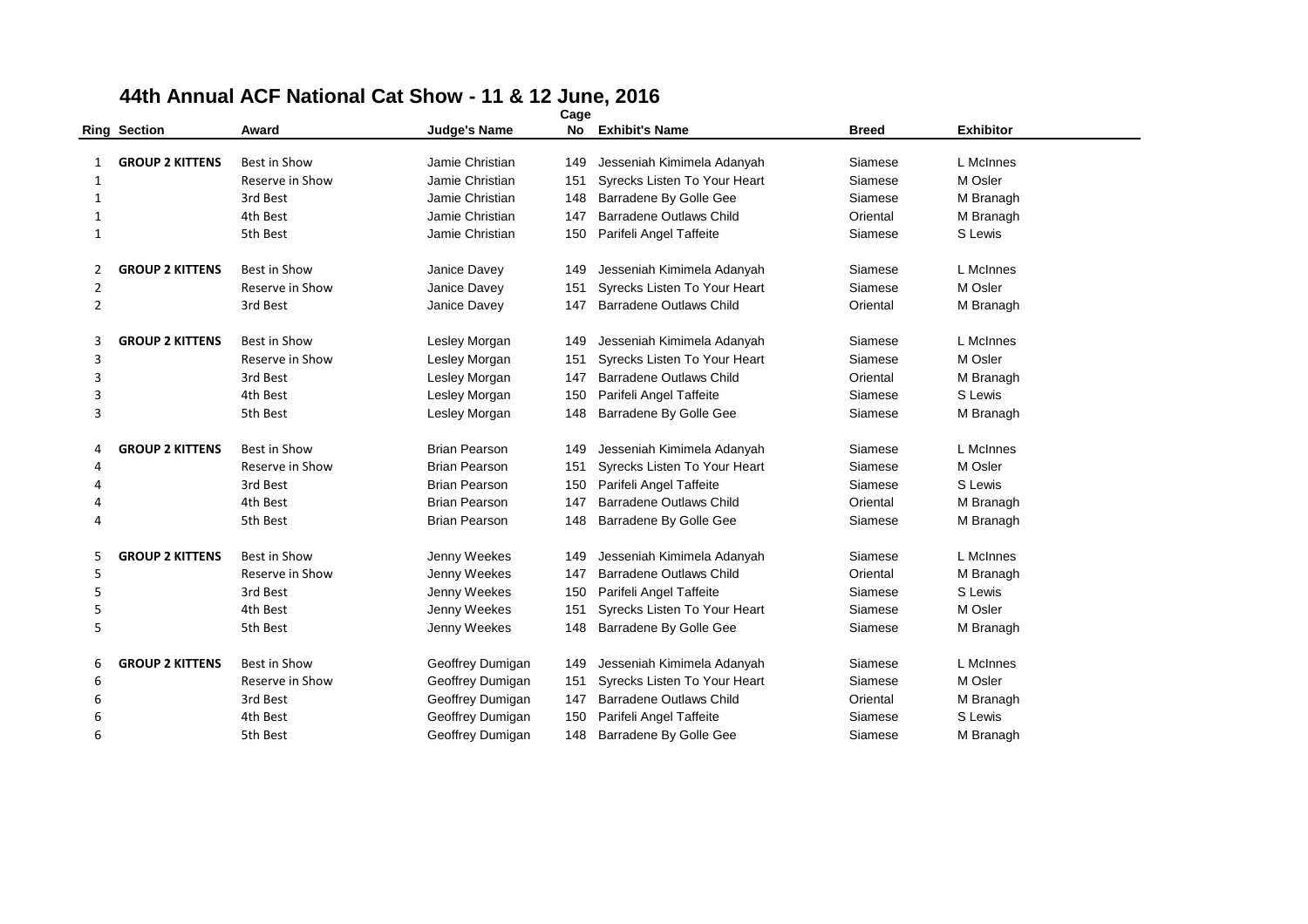# 44th Annual ACF National Cat Show - 11 & 12 June, 2016

| Ring | Section | Award | Judge's Name | Cage No | Exhibit's Name | Breed | Exhibitor |
|---|---|---|---|---|---|---|---|
| 1 | **GROUP 2 KITTENS** | Best in Show | Jamie Christian | 149 | Jesseniah Kimimela Adanyah | Siamese | L McInnes |
| 1 | | Reserve in Show | Jamie Christian | 151 | Syrecks Listen To Your Heart | Siamese | M Osler |
| 1 | | 3rd Best | Jamie Christian | 148 | Barradene By Golle Gee | Siamese | M Branagh |
| 1 | | 4th Best | Jamie Christian | 147 | Barradene Outlaws Child | Oriental | M Branagh |
| 1 | | 5th Best | Jamie Christian | 150 | Parifeli Angel Taffeite | Siamese | S Lewis |
| 2 | **GROUP 2 KITTENS** | Best in Show | Janice Davey | 149 | Jesseniah Kimimela Adanyah | Siamese | L McInnes |
| 2 | | Reserve in Show | Janice Davey | 151 | Syrecks Listen To Your Heart | Siamese | M Osler |
| 2 | | 3rd Best | Janice Davey | 147 | Barradene Outlaws Child | Oriental | M Branagh |
| 3 | **GROUP 2 KITTENS** | Best in Show | Lesley Morgan | 149 | Jesseniah Kimimela Adanyah | Siamese | L McInnes |
| 3 | | Reserve in Show | Lesley Morgan | 151 | Syrecks Listen To Your Heart | Siamese | M Osler |
| 3 | | 3rd Best | Lesley Morgan | 147 | Barradene Outlaws Child | Oriental | M Branagh |
| 3 | | 4th Best | Lesley Morgan | 150 | Parifeli Angel Taffeite | Siamese | S Lewis |
| 3 | | 5th Best | Lesley Morgan | 148 | Barradene By Golle Gee | Siamese | M Branagh |
| 4 | **GROUP 2 KITTENS** | Best in Show | Brian Pearson | 149 | Jesseniah Kimimela Adanyah | Siamese | L McInnes |
| 4 | | Reserve in Show | Brian Pearson | 151 | Syrecks Listen To Your Heart | Siamese | M Osler |
| 4 | | 3rd Best | Brian Pearson | 150 | Parifeli Angel Taffeite | Siamese | S Lewis |
| 4 | | 4th Best | Brian Pearson | 147 | Barradene Outlaws Child | Oriental | M Branagh |
| 4 | | 5th Best | Brian Pearson | 148 | Barradene By Golle Gee | Siamese | M Branagh |
| 5 | **GROUP 2 KITTENS** | Best in Show | Jenny Weekes | 149 | Jesseniah Kimimela Adanyah | Siamese | L McInnes |
| 5 | | Reserve in Show | Jenny Weekes | 147 | Barradene Outlaws Child | Oriental | M Branagh |
| 5 | | 3rd Best | Jenny Weekes | 150 | Parifeli Angel Taffeite | Siamese | S Lewis |
| 5 | | 4th Best | Jenny Weekes | 151 | Syrecks Listen To Your Heart | Siamese | M Osler |
| 5 | | 5th Best | Jenny Weekes | 148 | Barradene By Golle Gee | Siamese | M Branagh |
| 6 | **GROUP 2 KITTENS** | Best in Show | Geoffrey Dumigan | 149 | Jesseniah Kimimela Adanyah | Siamese | L McInnes |
| 6 | | Reserve in Show | Geoffrey Dumigan | 151 | Syrecks Listen To Your Heart | Siamese | M Osler |
| 6 | | 3rd Best | Geoffrey Dumigan | 147 | Barradene Outlaws Child | Oriental | M Branagh |
| 6 | | 4th Best | Geoffrey Dumigan | 150 | Parifeli Angel Taffeite | Siamese | S Lewis |
| 6 | | 5th Best | Geoffrey Dumigan | 148 | Barradene By Golle Gee | Siamese | M Branagh |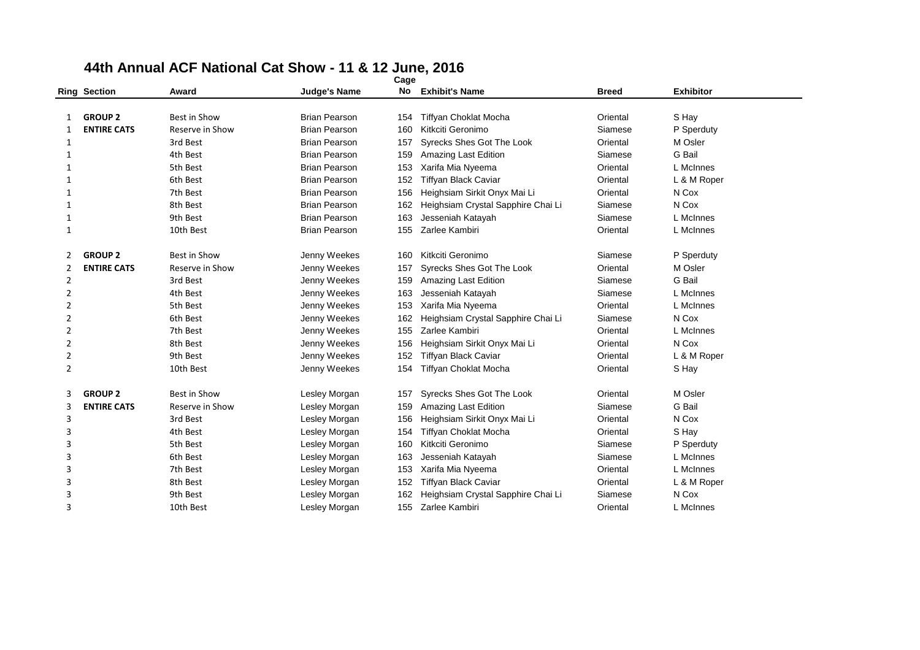# 44th Annual ACF National Cat Show - 11 & 12 June, 2016

| Ring | Section | Award | Judge's Name | Cage No | Exhibit's Name | Breed | Exhibitor |
|---|---|---|---|---|---|---|---|
| 1 | **GROUP 2** | Best in Show | Brian Pearson | 154 | Tiffyan Choklat Mocha | Oriental | S Hay |
| 1 | **ENTIRE CATS** | Reserve in Show | Brian Pearson | 160 | Kitkciti Geronimo | Siamese | P Sperduty |
| 1 | | 3rd Best | Brian Pearson | 157 | Syrecks Shes Got The Look | Oriental | M Osler |
| 1 | | 4th Best | Brian Pearson | 159 | Amazing Last Edition | Siamese | G Bail |
| 1 | | 5th Best | Brian Pearson | 153 | Xarifa Mia Nyeema | Oriental | L McInnes |
| 1 | | 6th Best | Brian Pearson | 152 | Tiffyan Black Caviar | Oriental | L & M Roper |
| 1 | | 7th Best | Brian Pearson | 156 | Heighsiam Sirkit Onyx Mai Li | Oriental | N Cox |
| 1 | | 8th Best | Brian Pearson | 162 | Heighsiam Crystal Sapphire Chai Li | Siamese | N Cox |
| 1 | | 9th Best | Brian Pearson | 163 | Jesseniah Katayah | Siamese | L McInnes |
| 1 | | 10th Best | Brian Pearson | 155 | Zarlee Kambiri | Oriental | L McInnes |
| 2 | **GROUP 2** | Best in Show | Jenny Weekes | 160 | Kitkciti Geronimo | Siamese | P Sperduty |
| 2 | **ENTIRE CATS** | Reserve in Show | Jenny Weekes | 157 | Syrecks Shes Got The Look | Oriental | M Osler |
| 2 | | 3rd Best | Jenny Weekes | 159 | Amazing Last Edition | Siamese | G Bail |
| 2 | | 4th Best | Jenny Weekes | 163 | Jesseniah Katayah | Siamese | L McInnes |
| 2 | | 5th Best | Jenny Weekes | 153 | Xarifa Mia Nyeema | Oriental | L McInnes |
| 2 | | 6th Best | Jenny Weekes | 162 | Heighsiam Crystal Sapphire Chai Li | Siamese | N Cox |
| 2 | | 7th Best | Jenny Weekes | 155 | Zarlee Kambiri | Oriental | L McInnes |
| 2 | | 8th Best | Jenny Weekes | 156 | Heighsiam Sirkit Onyx Mai Li | Oriental | N Cox |
| 2 | | 9th Best | Jenny Weekes | 152 | Tiffyan Black Caviar | Oriental | L & M Roper |
| 2 | | 10th Best | Jenny Weekes | 154 | Tiffyan Choklat Mocha | Oriental | S Hay |
| 3 | **GROUP 2** | Best in Show | Lesley Morgan | 157 | Syrecks Shes Got The Look | Oriental | M Osler |
| 3 | **ENTIRE CATS** | Reserve in Show | Lesley Morgan | 159 | Amazing Last Edition | Siamese | G Bail |
| 3 | | 3rd Best | Lesley Morgan | 156 | Heighsiam Sirkit Onyx Mai Li | Oriental | N Cox |
| 3 | | 4th Best | Lesley Morgan | 154 | Tiffyan Choklat Mocha | Oriental | S Hay |
| 3 | | 5th Best | Lesley Morgan | 160 | Kitkciti Geronimo | Siamese | P Sperduty |
| 3 | | 6th Best | Lesley Morgan | 163 | Jesseniah Katayah | Siamese | L McInnes |
| 3 | | 7th Best | Lesley Morgan | 153 | Xarifa Mia Nyeema | Oriental | L McInnes |
| 3 | | 8th Best | Lesley Morgan | 152 | Tiffyan Black Caviar | Oriental | L & M Roper |
| 3 | | 9th Best | Lesley Morgan | 162 | Heighsiam Crystal Sapphire Chai Li | Siamese | N Cox |
| 3 | | 10th Best | Lesley Morgan | 155 | Zarlee Kambiri | Oriental | L McInnes |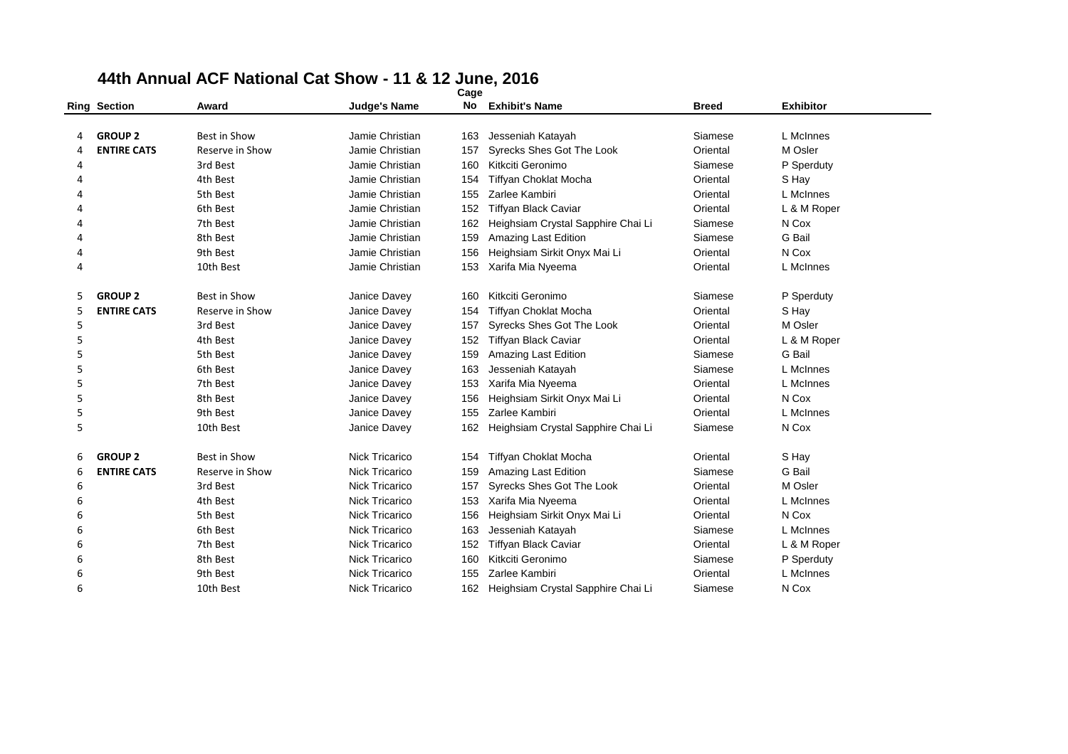# 44th Annual ACF National Cat Show - 11 & 12 June, 2016

| Ring | Section | Award | Judge's Name | Cage No | Exhibit's Name | Breed | Exhibitor |
|---|---|---|---|---|---|---|---|
| 4 | **GROUP 2** | Best in Show | Jamie Christian | 163 | Jesseniah Katayah | Siamese | L McInnes |
| 4 | **ENTIRE CATS** | Reserve in Show | Jamie Christian | 157 | Syrecks Shes Got The Look | Oriental | M Osler |
| 4 | | 3rd Best | Jamie Christian | 160 | Kitkciti Geronimo | Siamese | P Sperduty |
| 4 | | 4th Best | Jamie Christian | 154 | Tiffyan Choklat Mocha | Oriental | S Hay |
| 4 | | 5th Best | Jamie Christian | 155 | Zarlee Kambiri | Oriental | L McInnes |
| 4 | | 6th Best | Jamie Christian | 152 | Tiffyan Black Caviar | Oriental | L & M Roper |
| 4 | | 7th Best | Jamie Christian | 162 | Heighsiam Crystal Sapphire Chai Li | Siamese | N Cox |
| 4 | | 8th Best | Jamie Christian | 159 | Amazing Last Edition | Siamese | G Bail |
| 4 | | 9th Best | Jamie Christian | 156 | Heighsiam Sirkit Onyx Mai Li | Oriental | N Cox |
| 4 | | 10th Best | Jamie Christian | 153 | Xarifa Mia Nyeema | Oriental | L McInnes |
| 5 | **GROUP 2** | Best in Show | Janice Davey | 160 | Kitkciti Geronimo | Siamese | P Sperduty |
| 5 | **ENTIRE CATS** | Reserve in Show | Janice Davey | 154 | Tiffyan Choklat Mocha | Oriental | S Hay |
| 5 | | 3rd Best | Janice Davey | 157 | Syrecks Shes Got The Look | Oriental | M Osler |
| 5 | | 4th Best | Janice Davey | 152 | Tiffyan Black Caviar | Oriental | L & M Roper |
| 5 | | 5th Best | Janice Davey | 159 | Amazing Last Edition | Siamese | G Bail |
| 5 | | 6th Best | Janice Davey | 163 | Jesseniah Katayah | Siamese | L McInnes |
| 5 | | 7th Best | Janice Davey | 153 | Xarifa Mia Nyeema | Oriental | L McInnes |
| 5 | | 8th Best | Janice Davey | 156 | Heighsiam Sirkit Onyx Mai Li | Oriental | N Cox |
| 5 | | 9th Best | Janice Davey | 155 | Zarlee Kambiri | Oriental | L McInnes |
| 5 | | 10th Best | Janice Davey | 162 | Heighsiam Crystal Sapphire Chai Li | Siamese | N Cox |
| 6 | **GROUP 2** | Best in Show | Nick Tricarico | 154 | Tiffyan Choklat Mocha | Oriental | S Hay |
| 6 | **ENTIRE CATS** | Reserve in Show | Nick Tricarico | 159 | Amazing Last Edition | Siamese | G Bail |
| 6 | | 3rd Best | Nick Tricarico | 157 | Syrecks Shes Got The Look | Oriental | M Osler |
| 6 | | 4th Best | Nick Tricarico | 153 | Xarifa Mia Nyeema | Oriental | L McInnes |
| 6 | | 5th Best | Nick Tricarico | 156 | Heighsiam Sirkit Onyx Mai Li | Oriental | N Cox |
| 6 | | 6th Best | Nick Tricarico | 163 | Jesseniah Katayah | Siamese | L McInnes |
| 6 | | 7th Best | Nick Tricarico | 152 | Tiffyan Black Caviar | Oriental | L & M Roper |
| 6 | | 8th Best | Nick Tricarico | 160 | Kitkciti Geronimo | Siamese | P Sperduty |
| 6 | | 9th Best | Nick Tricarico | 155 | Zarlee Kambiri | Oriental | L McInnes |
| 6 | | 10th Best | Nick Tricarico | 162 | Heighsiam Crystal Sapphire Chai Li | Siamese | N Cox |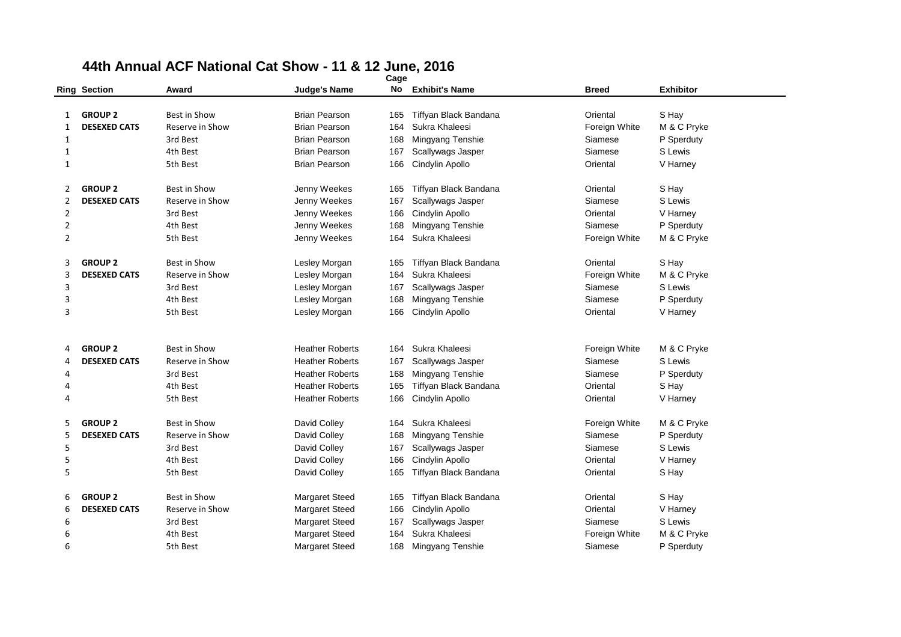# 44th Annual ACF National Cat Show - 11 & 12 June, 2016

| Ring | Section | Award | Judge's Name | Cage No | Exhibit's Name | Breed | Exhibitor |
|---|---|---|---|---|---|---|---|
| 1 | **GROUP 2** | Best in Show | Brian Pearson | 165 | Tiffyan Black Bandana | Oriental | S Hay |
| 1 | **DESEXED CATS** | Reserve in Show | Brian Pearson | 164 | Sukra Khaleesi | Foreign White | M & C Pryke |
| 1 | | 3rd Best | Brian Pearson | 168 | Mingyang Tenshie | Siamese | P Sperduty |
| 1 | | 4th Best | Brian Pearson | 167 | Scallywags Jasper | Siamese | S Lewis |
| 1 | | 5th Best | Brian Pearson | 166 | Cindylin Apollo | Oriental | V Harney |
| 2 | **GROUP 2** | Best in Show | Jenny Weekes | 165 | Tiffyan Black Bandana | Oriental | S Hay |
| 2 | **DESEXED CATS** | Reserve in Show | Jenny Weekes | 167 | Scallywags Jasper | Siamese | S Lewis |
| 2 | | 3rd Best | Jenny Weekes | 166 | Cindylin Apollo | Oriental | V Harney |
| 2 | | 4th Best | Jenny Weekes | 168 | Mingyang Tenshie | Siamese | P Sperduty |
| 2 | | 5th Best | Jenny Weekes | 164 | Sukra Khaleesi | Foreign White | M & C Pryke |
| 3 | **GROUP 2** | Best in Show | Lesley Morgan | 165 | Tiffyan Black Bandana | Oriental | S Hay |
| 3 | **DESEXED CATS** | Reserve in Show | Lesley Morgan | 164 | Sukra Khaleesi | Foreign White | M & C Pryke |
| 3 | | 3rd Best | Lesley Morgan | 167 | Scallywags Jasper | Siamese | S Lewis |
| 3 | | 4th Best | Lesley Morgan | 168 | Mingyang Tenshie | Siamese | P Sperduty |
| 3 | | 5th Best | Lesley Morgan | 166 | Cindylin Apollo | Oriental | V Harney |
| 4 | **GROUP 2** | Best in Show | Heather Roberts | 164 | Sukra Khaleesi | Foreign White | M & C Pryke |
| 4 | **DESEXED CATS** | Reserve in Show | Heather Roberts | 167 | Scallywags Jasper | Siamese | S Lewis |
| 4 | | 3rd Best | Heather Roberts | 168 | Mingyang Tenshie | Siamese | P Sperduty |
| 4 | | 4th Best | Heather Roberts | 165 | Tiffyan Black Bandana | Oriental | S Hay |
| 4 | | 5th Best | Heather Roberts | 166 | Cindylin Apollo | Oriental | V Harney |
| 5 | **GROUP 2** | Best in Show | David Colley | 164 | Sukra Khaleesi | Foreign White | M & C Pryke |
| 5 | **DESEXED CATS** | Reserve in Show | David Colley | 168 | Mingyang Tenshie | Siamese | P Sperduty |
| 5 | | 3rd Best | David Colley | 167 | Scallywags Jasper | Siamese | S Lewis |
| 5 | | 4th Best | David Colley | 166 | Cindylin Apollo | Oriental | V Harney |
| 5 | | 5th Best | David Colley | 165 | Tiffyan Black Bandana | Oriental | S Hay |
| 6 | **GROUP 2** | Best in Show | Margaret Steed | 165 | Tiffyan Black Bandana | Oriental | S Hay |
| 6 | **DESEXED CATS** | Reserve in Show | Margaret Steed | 166 | Cindylin Apollo | Oriental | V Harney |
| 6 | | 3rd Best | Margaret Steed | 167 | Scallywags Jasper | Siamese | S Lewis |
| 6 | | 4th Best | Margaret Steed | 164 | Sukra Khaleesi | Foreign White | M & C Pryke |
| 6 | | 5th Best | Margaret Steed | 168 | Mingyang Tenshie | Siamese | P Sperduty |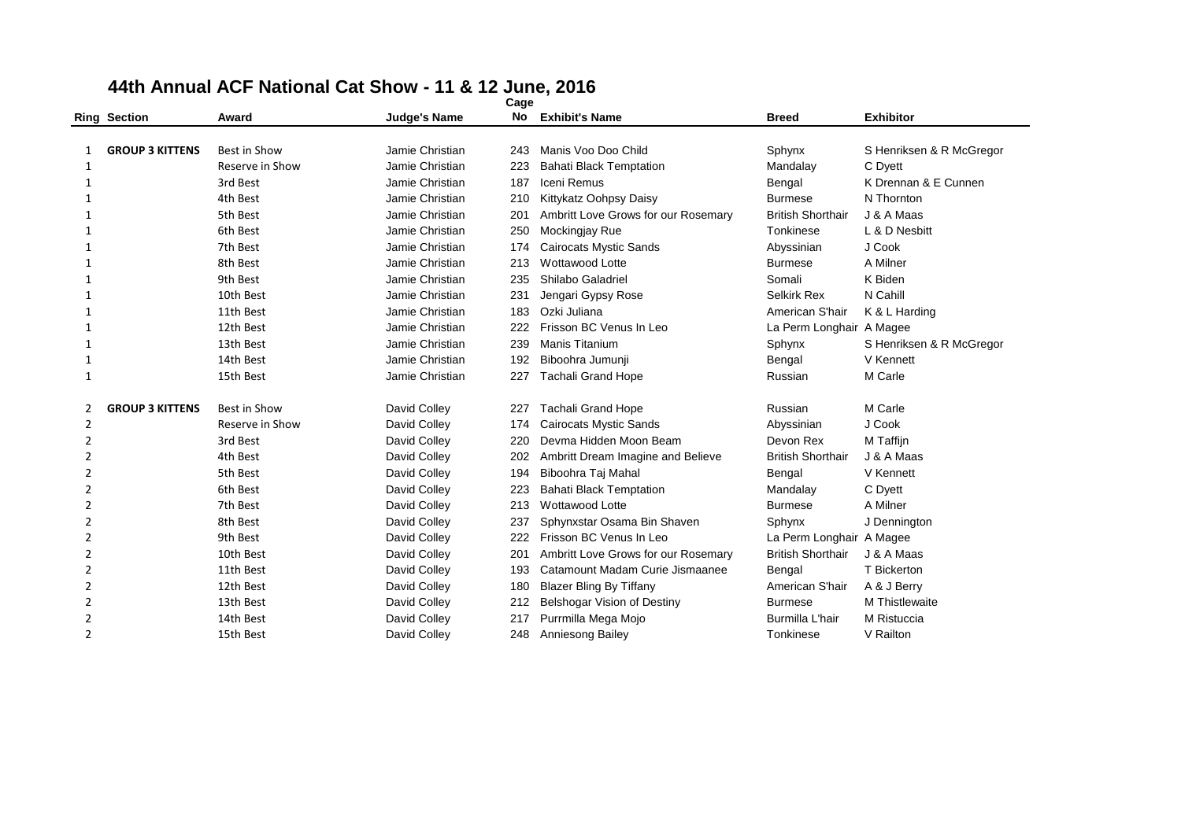# 44th Annual ACF National Cat Show - 11 & 12 June, 2016

| Ring | Section | Award | Judge's Name | Cage No | Exhibit's Name | Breed | Exhibitor |
|---|---|---|---|---|---|---|---|
| 1 | **GROUP 3 KITTENS** | Best in Show | Jamie Christian | 243 | Manis Voo Doo Child | Sphynx | S Henriksen & R McGregor |
| 1 | | Reserve in Show | Jamie Christian | 223 | Bahati Black Temptation | Mandalay | C Dyett |
| 1 | | 3rd Best | Jamie Christian | 187 | Iceni Remus | Bengal | K Drennan & E Cunnen |
| 1 | | 4th Best | Jamie Christian | 210 | Kittykatz Oohpsy Daisy | Burmese | N Thornton |
| 1 | | 5th Best | Jamie Christian | 201 | Ambritt Love Grows for our Rosemary | British Shorthair | J & A Maas |
| 1 | | 6th Best | Jamie Christian | 250 | Mockingjay Rue | Tonkinese | L & D Nesbitt |
| 1 | | 7th Best | Jamie Christian | 174 | Cairocats Mystic Sands | Abyssinian | J Cook |
| 1 | | 8th Best | Jamie Christian | 213 | Wottawood Lotte | Burmese | A Milner |
| 1 | | 9th Best | Jamie Christian | 235 | Shilabo Galadriel | Somali | K Biden |
| 1 | | 10th Best | Jamie Christian | 231 | Jengari Gypsy Rose | Selkirk Rex | N Cahill |
| 1 | | 11th Best | Jamie Christian | 183 | Ozki Juliana | American S'hair | K & L Harding |
| 1 | | 12th Best | Jamie Christian | 222 | Frisson BC Venus In Leo | La Perm Longhair | A Magee |
| 1 | | 13th Best | Jamie Christian | 239 | Manis Titanium | Sphynx | S Henriksen & R McGregor |
| 1 | | 14th Best | Jamie Christian | 192 | Biboohra Jumunji | Bengal | V Kennett |
| 1 | | 15th Best | Jamie Christian | 227 | Tachali Grand Hope | Russian | M Carle |
| 2 | **GROUP 3 KITTENS** | Best in Show | David Colley | 227 | Tachali Grand Hope | Russian | M Carle |
| 2 | | Reserve in Show | David Colley | 174 | Cairocats Mystic Sands | Abyssinian | J Cook |
| 2 | | 3rd Best | David Colley | 220 | Devma Hidden Moon Beam | Devon Rex | M Taffijn |
| 2 | | 4th Best | David Colley | 202 | Ambritt Dream Imagine and Believe | British Shorthair | J & A Maas |
| 2 | | 5th Best | David Colley | 194 | Biboohra Taj Mahal | Bengal | V Kennett |
| 2 | | 6th Best | David Colley | 223 | Bahati Black Temptation | Mandalay | C Dyett |
| 2 | | 7th Best | David Colley | 213 | Wottawood Lotte | Burmese | A Milner |
| 2 | | 8th Best | David Colley | 237 | Sphynxstar Osama Bin Shaven | Sphynx | J Dennington |
| 2 | | 9th Best | David Colley | 222 | Frisson BC Venus In Leo | La Perm Longhair | A Magee |
| 2 | | 10th Best | David Colley | 201 | Ambritt Love Grows for our Rosemary | British Shorthair | J & A Maas |
| 2 | | 11th Best | David Colley | 193 | Catamount Madam Curie Jismaanee | Bengal | T Bickerton |
| 2 | | 12th Best | David Colley | 180 | Blazer Bling By Tiffany | American S'hair | A & J Berry |
| 2 | | 13th Best | David Colley | 212 | Belshogar Vision of Destiny | Burmese | M Thistlewaite |
| 2 | | 14th Best | David Colley | 217 | Purrmilla Mega Mojo | Burmilla L'hair | M Ristuccia |
| 2 | | 15th Best | David Colley | 248 | Anniesong Bailey | Tonkinese | V Railton |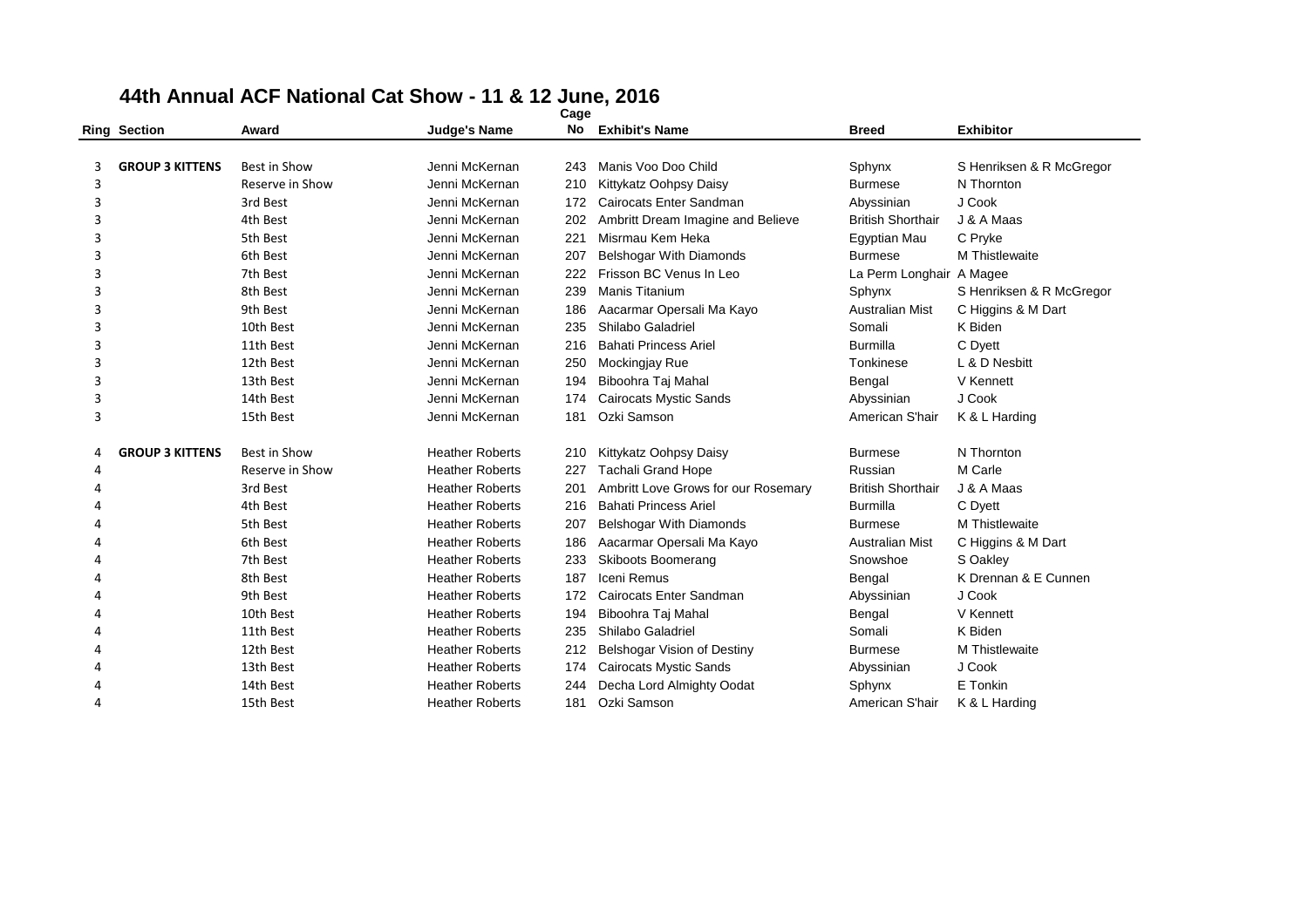# 44th Annual ACF National Cat Show - 11 & 12 June, 2016

| Ring | Section | Award | Judge's Name | Cage No | Exhibit's Name | Breed | Exhibitor |
|---|---|---|---|---|---|---|---|
| 3 | **GROUP 3 KITTENS** | Best in Show | Jenni McKernan | 243 | Manis Voo Doo Child | Sphynx | S Henriksen & R McGregor |
| 3 | | Reserve in Show | Jenni McKernan | 210 | Kittykatz Oohpsy Daisy | Burmese | N Thornton |
| 3 | | 3rd Best | Jenni McKernan | 172 | Cairocats Enter Sandman | Abyssinian | J Cook |
| 3 | | 4th Best | Jenni McKernan | 202 | Ambritt Dream Imagine and Believe | British Shorthair | J & A Maas |
| 3 | | 5th Best | Jenni McKernan | 221 | Misrmau Kem Heka | Egyptian Mau | C Pryke |
| 3 | | 6th Best | Jenni McKernan | 207 | Belshogar With Diamonds | Burmese | M Thistlewaite |
| 3 | | 7th Best | Jenni McKernan | 222 | Frisson BC Venus In Leo | La Perm Longhair | A Magee |
| 3 | | 8th Best | Jenni McKernan | 239 | Manis Titanium | Sphynx | S Henriksen & R McGregor |
| 3 | | 9th Best | Jenni McKernan | 186 | Aacarmar Opersali Ma Kayo | Australian Mist | C Higgins & M Dart |
| 3 | | 10th Best | Jenni McKernan | 235 | Shilabo Galadriel | Somali | K Biden |
| 3 | | 11th Best | Jenni McKernan | 216 | Bahati Princess Ariel | Burmilla | C Dyett |
| 3 | | 12th Best | Jenni McKernan | 250 | Mockingjay Rue | Tonkinese | L & D Nesbitt |
| 3 | | 13th Best | Jenni McKernan | 194 | Biboohra Taj Mahal | Bengal | V Kennett |
| 3 | | 14th Best | Jenni McKernan | 174 | Cairocats Mystic Sands | Abyssinian | J Cook |
| 3 | | 15th Best | Jenni McKernan | 181 | Ozki Samson | American S'hair | K & L Harding |
| 4 | **GROUP 3 KITTENS** | Best in Show | Heather Roberts | 210 | Kittykatz Oohpsy Daisy | Burmese | N Thornton |
| 4 | | Reserve in Show | Heather Roberts | 227 | Tachali Grand Hope | Russian | M Carle |
| 4 | | 3rd Best | Heather Roberts | 201 | Ambritt Love Grows for our Rosemary | British Shorthair | J & A Maas |
| 4 | | 4th Best | Heather Roberts | 216 | Bahati Princess Ariel | Burmilla | C Dyett |
| 4 | | 5th Best | Heather Roberts | 207 | Belshogar With Diamonds | Burmese | M Thistlewaite |
| 4 | | 6th Best | Heather Roberts | 186 | Aacarmar Opersali Ma Kayo | Australian Mist | C Higgins & M Dart |
| 4 | | 7th Best | Heather Roberts | 233 | Skiboots Boomerang | Snowshoe | S Oakley |
| 4 | | 8th Best | Heather Roberts | 187 | Iceni Remus | Bengal | K Drennan & E Cunnen |
| 4 | | 9th Best | Heather Roberts | 172 | Cairocats Enter Sandman | Abyssinian | J Cook |
| 4 | | 10th Best | Heather Roberts | 194 | Biboohra Taj Mahal | Bengal | V Kennett |
| 4 | | 11th Best | Heather Roberts | 235 | Shilabo Galadriel | Somali | K Biden |
| 4 | | 12th Best | Heather Roberts | 212 | Belshogar Vision of Destiny | Burmese | M Thistlewaite |
| 4 | | 13th Best | Heather Roberts | 174 | Cairocats Mystic Sands | Abyssinian | J Cook |
| 4 | | 14th Best | Heather Roberts | 244 | Decha Lord Almighty Oodat | Sphynx | E Tonkin |
| 4 | | 15th Best | Heather Roberts | 181 | Ozki Samson | American S'hair | K & L Harding |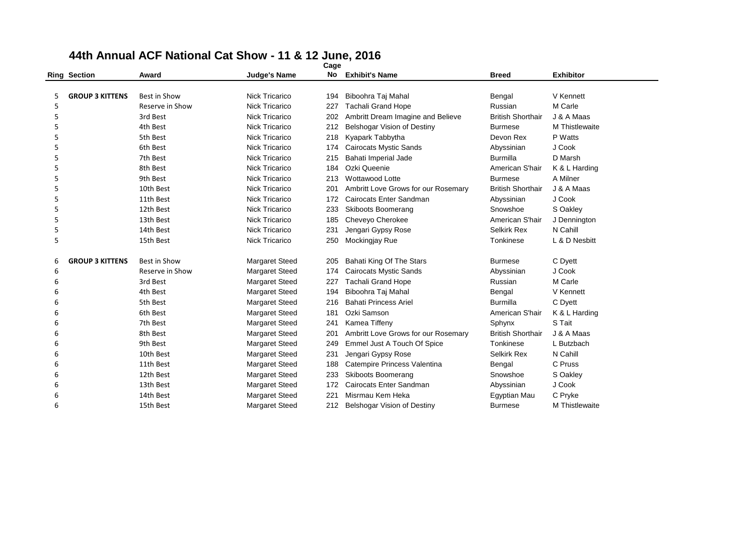# 44th Annual ACF National Cat Show - 11 & 12 June, 2016

| Ring | Section | Award | Judge's Name | Cage No | Exhibit's Name | Breed | Exhibitor |
|---|---|---|---|---|---|---|---|
| 5 | **GROUP 3 KITTENS** | Best in Show | Nick Tricarico | 194 | Biboohra Taj Mahal | Bengal | V Kennett |
| 5 | | Reserve in Show | Nick Tricarico | 227 | Tachali Grand Hope | Russian | M Carle |
| 5 | | 3rd Best | Nick Tricarico | 202 | Ambritt Dream Imagine and Believe | British Shorthair | J & A Maas |
| 5 | | 4th Best | Nick Tricarico | 212 | Belshogar Vision of Destiny | Burmese | M Thistlewaite |
| 5 | | 5th Best | Nick Tricarico | 218 | Kyapark Tabbytha | Devon Rex | P Watts |
| 5 | | 6th Best | Nick Tricarico | 174 | Cairocats Mystic Sands | Abyssinian | J Cook |
| 5 | | 7th Best | Nick Tricarico | 215 | Bahati Imperial Jade | Burmilla | D Marsh |
| 5 | | 8th Best | Nick Tricarico | 184 | Ozki Queenie | American S'hair | K & L Harding |
| 5 | | 9th Best | Nick Tricarico | 213 | Wottawood Lotte | Burmese | A Milner |
| 5 | | 10th Best | Nick Tricarico | 201 | Ambritt Love Grows for our Rosemary | British Shorthair | J & A Maas |
| 5 | | 11th Best | Nick Tricarico | 172 | Cairocats Enter Sandman | Abyssinian | J Cook |
| 5 | | 12th Best | Nick Tricarico | 233 | Skiboots Boomerang | Snowshoe | S Oakley |
| 5 | | 13th Best | Nick Tricarico | 185 | Cheveyo Cherokee | American S'hair | J Dennington |
| 5 | | 14th Best | Nick Tricarico | 231 | Jengari Gypsy Rose | Selkirk Rex | N Cahill |
| 5 | | 15th Best | Nick Tricarico | 250 | Mockingjay Rue | Tonkinese | L & D Nesbitt |
| 6 | **GROUP 3 KITTENS** | Best in Show | Margaret Steed | 205 | Bahati King Of The Stars | Burmese | C Dyett |
| 6 | | Reserve in Show | Margaret Steed | 174 | Cairocats Mystic Sands | Abyssinian | J Cook |
| 6 | | 3rd Best | Margaret Steed | 227 | Tachali Grand Hope | Russian | M Carle |
| 6 | | 4th Best | Margaret Steed | 194 | Biboohra Taj Mahal | Bengal | V Kennett |
| 6 | | 5th Best | Margaret Steed | 216 | Bahati Princess Ariel | Burmilla | C Dyett |
| 6 | | 6th Best | Margaret Steed | 181 | Ozki Samson | American S'hair | K & L Harding |
| 6 | | 7th Best | Margaret Steed | 241 | Kamea Tiffeny | Sphynx | S Tait |
| 6 | | 8th Best | Margaret Steed | 201 | Ambritt Love Grows for our Rosemary | British Shorthair | J & A Maas |
| 6 | | 9th Best | Margaret Steed | 249 | Emmel Just A Touch Of Spice | Tonkinese | L Butzbach |
| 6 | | 10th Best | Margaret Steed | 231 | Jengari Gypsy Rose | Selkirk Rex | N Cahill |
| 6 | | 11th Best | Margaret Steed | 188 | Catempire Princess Valentina | Bengal | C Pruss |
| 6 | | 12th Best | Margaret Steed | 233 | Skiboots Boomerang | Snowshoe | S Oakley |
| 6 | | 13th Best | Margaret Steed | 172 | Cairocats Enter Sandman | Abyssinian | J Cook |
| 6 | | 14th Best | Margaret Steed | 221 | Misrmau Kem Heka | Egyptian Mau | C Pryke |
| 6 | | 15th Best | Margaret Steed | 212 | Belshogar Vision of Destiny | Burmese | M Thistlewaite |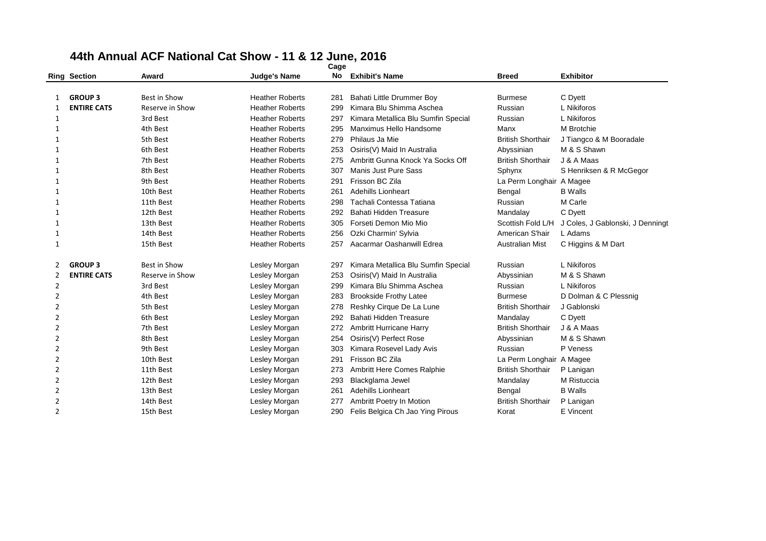# 44th Annual ACF National Cat Show - 11 & 12 June, 2016

| Ring | Section | Award | Judge's Name | Cage No | Exhibit's Name | Breed | Exhibitor |
|---|---|---|---|---|---|---|---|
| 1 | **GROUP 3** | Best in Show | Heather Roberts | 281 | Bahati Little Drummer Boy | Burmese | C Dyett |
| 1 | **ENTIRE CATS** | Reserve in Show | Heather Roberts | 299 | Kimara Blu Shimma Aschea | Russian | L Nikiforos |
| 1 | | 3rd Best | Heather Roberts | 297 | Kimara Metallica Blu Sumfin Special | Russian | L Nikiforos |
| 1 | | 4th Best | Heather Roberts | 295 | Manximus Hello Handsome | Manx | M Brotchie |
| 1 | | 5th Best | Heather Roberts | 279 | Philaus Ja Mie | British Shorthair | J Tiangco & M Booradale |
| 1 | | 6th Best | Heather Roberts | 253 | Osiris(V) Maid In Australia | Abyssinian | M & S Shawn |
| 1 | | 7th Best | Heather Roberts | 275 | Ambritt Gunna Knock Ya Socks Off | British Shorthair | J & A Maas |
| 1 | | 8th Best | Heather Roberts | 307 | Manis Just Pure Sass | Sphynx | S Henriksen & R McGegor |
| 1 | | 9th Best | Heather Roberts | 291 | Frisson BC Zila | La Perm Longhair | A Magee |
| 1 | | 10th Best | Heather Roberts | 261 | Adehills Lionheart | Bengal | B Walls |
| 1 | | 11th Best | Heather Roberts | 298 | Tachali Contessa Tatiana | Russian | M Carle |
| 1 | | 12th Best | Heather Roberts | 292 | Bahati Hidden Treasure | Mandalay | C Dyett |
| 1 | | 13th Best | Heather Roberts | 305 | Forseti Demon Mio Mio | Scottish Fold L/H | J Coles, J Gablonski, J Denningt |
| 1 | | 14th Best | Heather Roberts | 256 | Ozki Charmin' Sylvia | American S'hair | L Adams |
| 1 | | 15th Best | Heather Roberts | 257 | Aacarmar Oashanwill Edrea | Australian Mist | C Higgins & M Dart |
| 2 | **GROUP 3** | Best in Show | Lesley Morgan | 297 | Kimara Metallica Blu Sumfin Special | Russian | L Nikiforos |
| 2 | **ENTIRE CATS** | Reserve in Show | Lesley Morgan | 253 | Osiris(V) Maid In Australia | Abyssinian | M & S Shawn |
| 2 | | 3rd Best | Lesley Morgan | 299 | Kimara Blu Shimma Aschea | Russian | L Nikiforos |
| 2 | | 4th Best | Lesley Morgan | 283 | Brookside Frothy Latee | Burmese | D Dolman & C Plessnig |
| 2 | | 5th Best | Lesley Morgan | 278 | Reshky Cirque De La Lune | British Shorthair | J Gablonski |
| 2 | | 6th Best | Lesley Morgan | 292 | Bahati Hidden Treasure | Mandalay | C Dyett |
| 2 | | 7th Best | Lesley Morgan | 272 | Ambritt Hurricane Harry | British Shorthair | J & A Maas |
| 2 | | 8th Best | Lesley Morgan | 254 | Osiris(V) Perfect Rose | Abyssinian | M & S Shawn |
| 2 | | 9th Best | Lesley Morgan | 303 | Kimara Rosevel Lady Avis | Russian | P Veness |
| 2 | | 10th Best | Lesley Morgan | 291 | Frisson BC Zila | La Perm Longhair | A Magee |
| 2 | | 11th Best | Lesley Morgan | 273 | Ambritt Here Comes Ralphie | British Shorthair | P Lanigan |
| 2 | | 12th Best | Lesley Morgan | 293 | Blackglama Jewel | Mandalay | M Ristuccia |
| 2 | | 13th Best | Lesley Morgan | 261 | Adehills Lionheart | Bengal | B Walls |
| 2 | | 14th Best | Lesley Morgan | 277 | Ambritt Poetry In Motion | British Shorthair | P Lanigan |
| 2 | | 15th Best | Lesley Morgan | 290 | Felis Belgica Ch Jao Ying Pirous | Korat | E Vincent |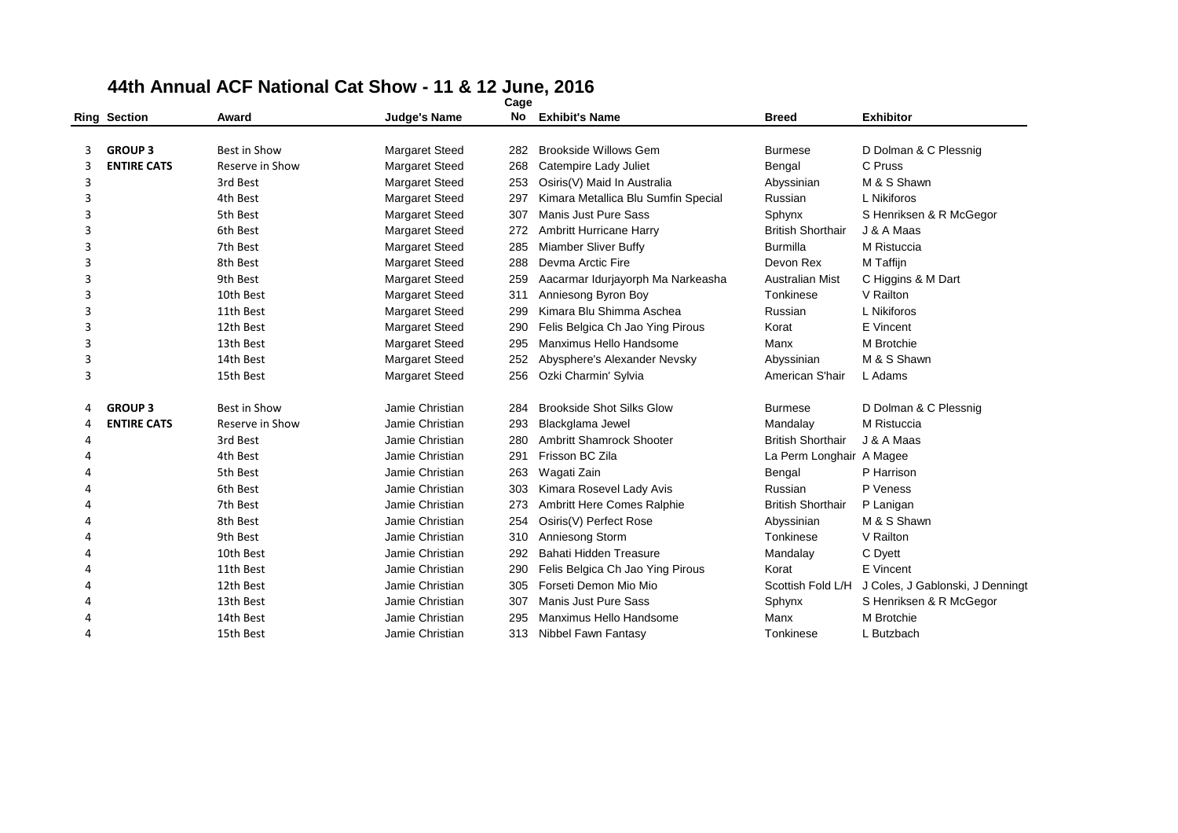# 44th Annual ACF National Cat Show - 11 & 12 June, 2016

| Ring | Section | Award | Judge's Name | Cage No | Exhibit's Name | Breed | Exhibitor |
|---|---|---|---|---|---|---|---|
| 3 | **GROUP 3** | Best in Show | Margaret Steed | 282 | Brookside Willows Gem | Burmese | D Dolman & C Plessnig |
| 3 | **ENTIRE CATS** | Reserve in Show | Margaret Steed | 268 | Catempire Lady Juliet | Bengal | C Pruss |
| 3 | | 3rd Best | Margaret Steed | 253 | Osiris(V) Maid In Australia | Abyssinian | M & S Shawn |
| 3 | | 4th Best | Margaret Steed | 297 | Kimara Metallica Blu Sumfin Special | Russian | L Nikiforos |
| 3 | | 5th Best | Margaret Steed | 307 | Manis Just Pure Sass | Sphynx | S Henriksen & R McGegor |
| 3 | | 6th Best | Margaret Steed | 272 | Ambritt Hurricane Harry | British Shorthair | J & A Maas |
| 3 | | 7th Best | Margaret Steed | 285 | Miamber Sliver Buffy | Burmilla | M Ristuccia |
| 3 | | 8th Best | Margaret Steed | 288 | Devma Arctic Fire | Devon Rex | M Taffijn |
| 3 | | 9th Best | Margaret Steed | 259 | Aacarmar Idurjayorph Ma Narkeasha | Australian Mist | C Higgins & M Dart |
| 3 | | 10th Best | Margaret Steed | 311 | Anniesong Byron Boy | Tonkinese | V Railton |
| 3 | | 11th Best | Margaret Steed | 299 | Kimara Blu Shimma Aschea | Russian | L Nikiforos |
| 3 | | 12th Best | Margaret Steed | 290 | Felis Belgica Ch Jao Ying Pirous | Korat | E Vincent |
| 3 | | 13th Best | Margaret Steed | 295 | Manximus Hello Handsome | Manx | M Brotchie |
| 3 | | 14th Best | Margaret Steed | 252 | Abysphere's Alexander Nevsky | Abyssinian | M & S Shawn |
| 3 | | 15th Best | Margaret Steed | 256 | Ozki Charmin' Sylvia | American S'hair | L Adams |
| 4 | **GROUP 3** | Best in Show | Jamie Christian | 284 | Brookside Shot Silks Glow | Burmese | D Dolman & C Plessnig |
| 4 | **ENTIRE CATS** | Reserve in Show | Jamie Christian | 293 | Blackglama Jewel | Mandalay | M Ristuccia |
| 4 | | 3rd Best | Jamie Christian | 280 | Ambritt Shamrock Shooter | British Shorthair | J & A Maas |
| 4 | | 4th Best | Jamie Christian | 291 | Frisson BC Zila | La Perm Longhair | A Magee |
| 4 | | 5th Best | Jamie Christian | 263 | Wagati Zain | Bengal | P Harrison |
| 4 | | 6th Best | Jamie Christian | 303 | Kimara Rosevel Lady Avis | Russian | P Veness |
| 4 | | 7th Best | Jamie Christian | 273 | Ambritt Here Comes Ralphie | British Shorthair | P Lanigan |
| 4 | | 8th Best | Jamie Christian | 254 | Osiris(V) Perfect Rose | Abyssinian | M & S Shawn |
| 4 | | 9th Best | Jamie Christian | 310 | Anniesong Storm | Tonkinese | V Railton |
| 4 | | 10th Best | Jamie Christian | 292 | Bahati Hidden Treasure | Mandalay | C Dyett |
| 4 | | 11th Best | Jamie Christian | 290 | Felis Belgica Ch Jao Ying Pirous | Korat | E Vincent |
| 4 | | 12th Best | Jamie Christian | 305 | Forseti Demon Mio Mio | Scottish Fold L/H | J Coles, J Gablonski, J Denningt |
| 4 | | 13th Best | Jamie Christian | 307 | Manis Just Pure Sass | Sphynx | S Henriksen & R McGegor |
| 4 | | 14th Best | Jamie Christian | 295 | Manximus Hello Handsome | Manx | M Brotchie |
| 4 | | 15th Best | Jamie Christian | 313 | Nibbel Fawn Fantasy | Tonkinese | L Butzbach |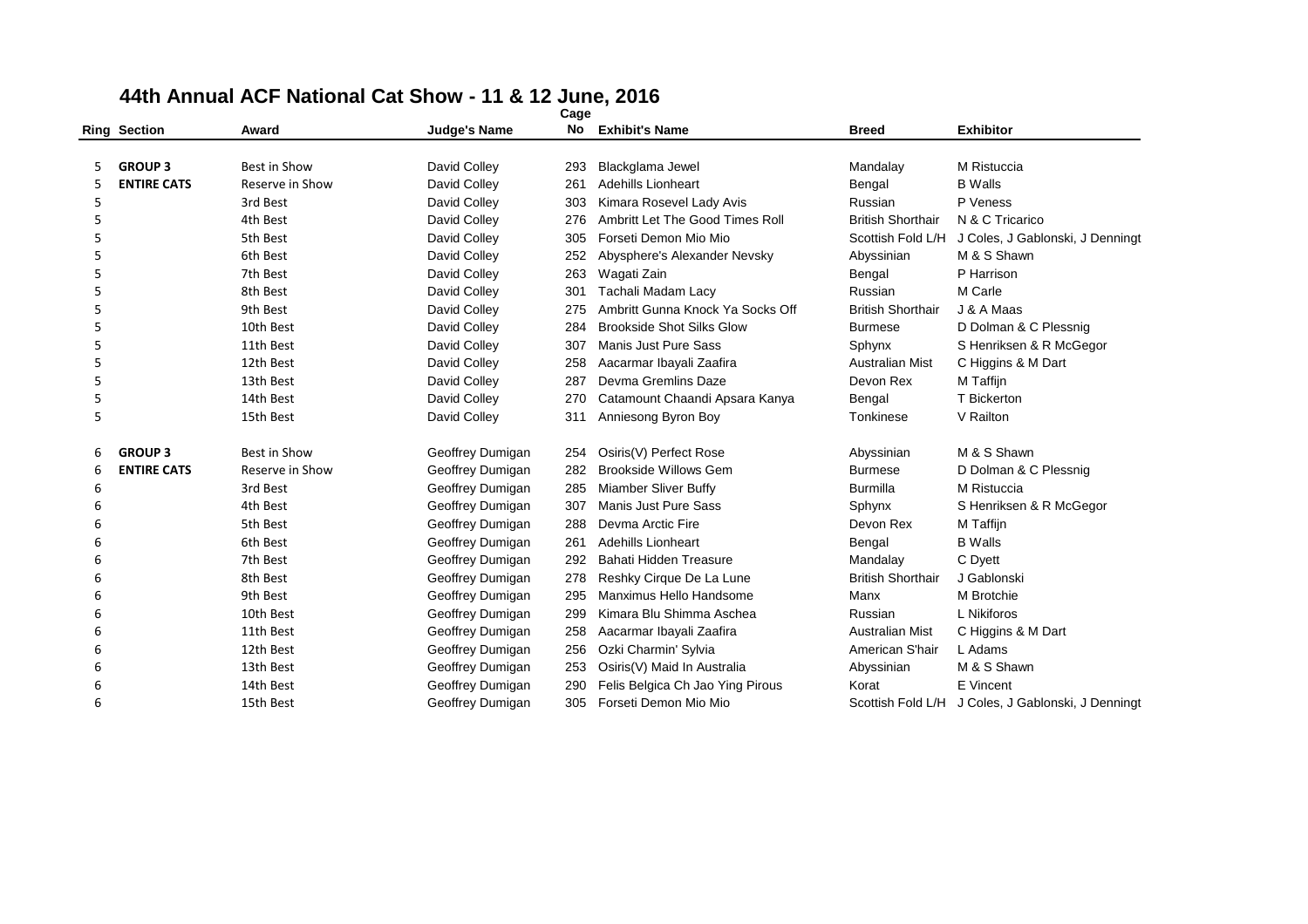# 44th Annual ACF National Cat Show - 11 & 12 June, 2016

| Ring | Section | Award | Judge's Name | Cage No | Exhibit's Name | Breed | Exhibitor |
|---|---|---|---|---|---|---|---|
| 5 | **GROUP 3** | Best in Show | David Colley | 293 | Blackglama Jewel | Mandalay | M Ristuccia |
| 5 | **ENTIRE CATS** | Reserve in Show | David Colley | 261 | Adehills Lionheart | Bengal | B Walls |
| 5 | | 3rd Best | David Colley | 303 | Kimara Rosevel Lady Avis | Russian | P Veness |
| 5 | | 4th Best | David Colley | 276 | Ambritt Let The Good Times Roll | British Shorthair | N & C Tricarico |
| 5 | | 5th Best | David Colley | 305 | Forseti Demon Mio Mio | Scottish Fold L/H | J Coles, J Gablonski, J Denningt |
| 5 | | 6th Best | David Colley | 252 | Abysphere's Alexander Nevsky | Abyssinian | M & S Shawn |
| 5 | | 7th Best | David Colley | 263 | Wagati Zain | Bengal | P Harrison |
| 5 | | 8th Best | David Colley | 301 | Tachali Madam Lacy | Russian | M Carle |
| 5 | | 9th Best | David Colley | 275 | Ambritt Gunna Knock Ya Socks Off | British Shorthair | J & A Maas |
| 5 | | 10th Best | David Colley | 284 | Brookside Shot Silks Glow | Burmese | D Dolman & C Plessnig |
| 5 | | 11th Best | David Colley | 307 | Manis Just Pure Sass | Sphynx | S Henriksen & R McGegor |
| 5 | | 12th Best | David Colley | 258 | Aacarmar Ibayali Zaafira | Australian Mist | C Higgins & M Dart |
| 5 | | 13th Best | David Colley | 287 | Devma Gremlins Daze | Devon Rex | M Taffijn |
| 5 | | 14th Best | David Colley | 270 | Catamount Chaandi Apsara Kanya | Bengal | T Bickerton |
| 5 | | 15th Best | David Colley | 311 | Anniesong Byron Boy | Tonkinese | V Railton |
| 6 | **GROUP 3** | Best in Show | Geoffrey Dumigan | 254 | Osiris(V) Perfect Rose | Abyssinian | M & S Shawn |
| 6 | **ENTIRE CATS** | Reserve in Show | Geoffrey Dumigan | 282 | Brookside Willows Gem | Burmese | D Dolman & C Plessnig |
| 6 | | 3rd Best | Geoffrey Dumigan | 285 | Miamber Sliver Buffy | Burmilla | M Ristuccia |
| 6 | | 4th Best | Geoffrey Dumigan | 307 | Manis Just Pure Sass | Sphynx | S Henriksen & R McGegor |
| 6 | | 5th Best | Geoffrey Dumigan | 288 | Devma Arctic Fire | Devon Rex | M Taffijn |
| 6 | | 6th Best | Geoffrey Dumigan | 261 | Adehills Lionheart | Bengal | B Walls |
| 6 | | 7th Best | Geoffrey Dumigan | 292 | Bahati Hidden Treasure | Mandalay | C Dyett |
| 6 | | 8th Best | Geoffrey Dumigan | 278 | Reshky Cirque De La Lune | British Shorthair | J Gablonski |
| 6 | | 9th Best | Geoffrey Dumigan | 295 | Manximus Hello Handsome | Manx | M Brotchie |
| 6 | | 10th Best | Geoffrey Dumigan | 299 | Kimara Blu Shimma Aschea | Russian | L Nikiforos |
| 6 | | 11th Best | Geoffrey Dumigan | 258 | Aacarmar Ibayali Zaafira | Australian Mist | C Higgins & M Dart |
| 6 | | 12th Best | Geoffrey Dumigan | 256 | Ozki Charmin' Sylvia | American S'hair | L Adams |
| 6 | | 13th Best | Geoffrey Dumigan | 253 | Osiris(V) Maid In Australia | Abyssinian | M & S Shawn |
| 6 | | 14th Best | Geoffrey Dumigan | 290 | Felis Belgica Ch Jao Ying Pirous | Korat | E Vincent |
| 6 | | 15th Best | Geoffrey Dumigan | 305 | Forseti Demon Mio Mio | Scottish Fold L/H | J Coles, J Gablonski, J Denningt |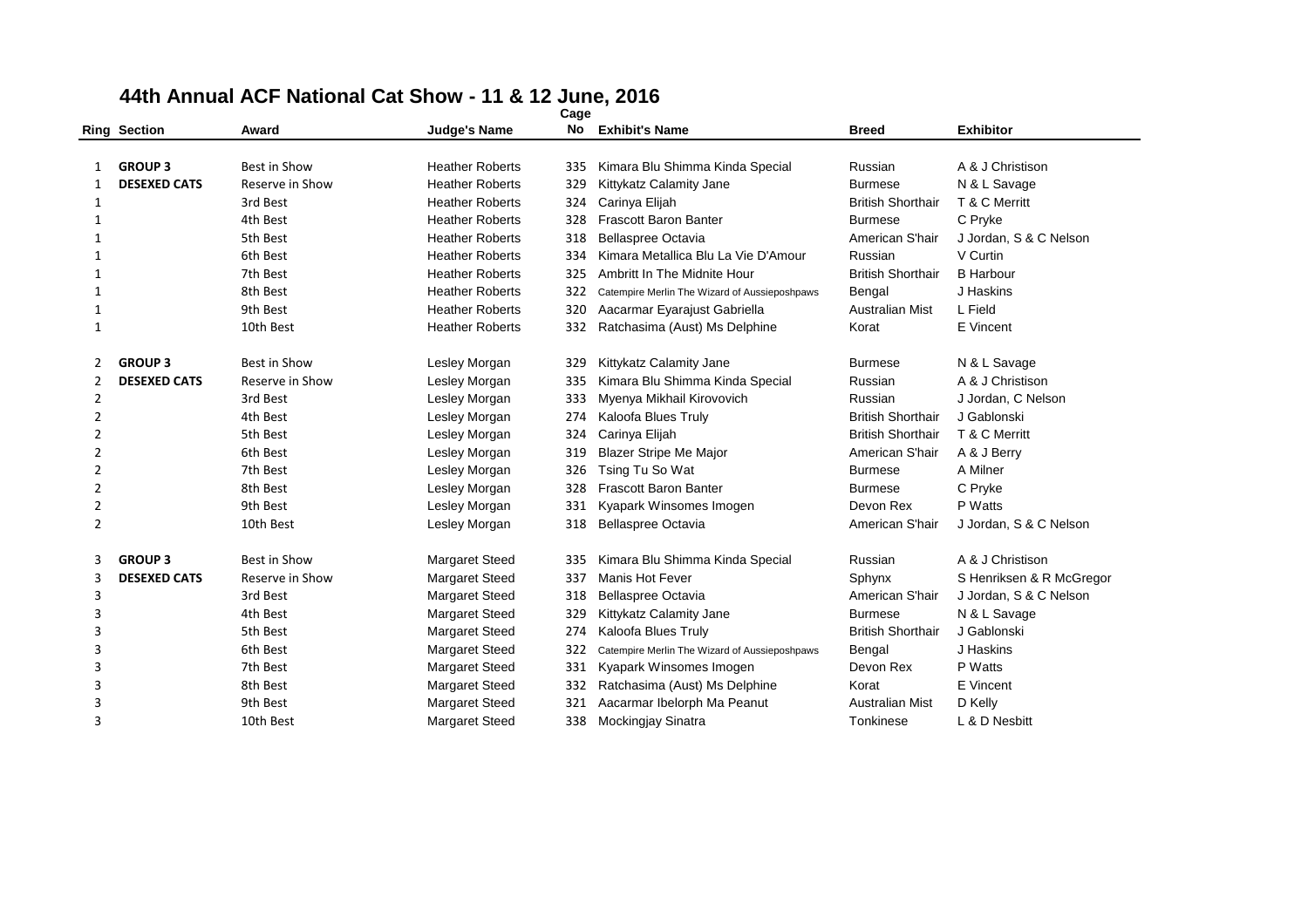# 44th Annual ACF National Cat Show - 11 & 12 June, 2016

| Ring | Section | Award | Judge's Name | Cage No | Exhibit's Name | Breed | Exhibitor |
|---|---|---|---|---|---|---|---|
| 1 | **GROUP 3** | Best in Show | Heather Roberts | 335 | Kimara Blu Shimma Kinda Special | Russian | A & J Christison |
| 1 | **DESEXED CATS** | Reserve in Show | Heather Roberts | 329 | Kittykatz Calamity Jane | Burmese | N & L Savage |
| 1 | | 3rd Best | Heather Roberts | 324 | Carinya Elijah | British Shorthair | T & C Merritt |
| 1 | | 4th Best | Heather Roberts | 328 | Frascott Baron Banter | Burmese | C Pryke |
| 1 | | 5th Best | Heather Roberts | 318 | Bellaspree Octavia | American S'hair | J Jordan, S & C Nelson |
| 1 | | 6th Best | Heather Roberts | 334 | Kimara Metallica Blu La Vie D'Amour | Russian | V Curtin |
| 1 | | 7th Best | Heather Roberts | 325 | Ambritt In The Midnite Hour | British Shorthair | B Harbour |
| 1 | | 8th Best | Heather Roberts | 322 | Catempire Merlin The Wizard of Aussieposhpaws | Bengal | J Haskins |
| 1 | | 9th Best | Heather Roberts | 320 | Aacarmar Eyarajust Gabriella | Australian Mist | L Field |
| 1 | | 10th Best | Heather Roberts | 332 | Ratchasima (Aust) Ms Delphine | Korat | E Vincent |
| 2 | **GROUP 3** | Best in Show | Lesley Morgan | 329 | Kittykatz Calamity Jane | Burmese | N & L Savage |
| 2 | **DESEXED CATS** | Reserve in Show | Lesley Morgan | 335 | Kimara Blu Shimma Kinda Special | Russian | A & J Christison |
| 2 | | 3rd Best | Lesley Morgan | 333 | Myenya Mikhail Kirovovich | Russian | J Jordan, C Nelson |
| 2 | | 4th Best | Lesley Morgan | 274 | Kaloofa Blues Truly | British Shorthair | J Gablonski |
| 2 | | 5th Best | Lesley Morgan | 324 | Carinya Elijah | British Shorthair | T & C Merritt |
| 2 | | 6th Best | Lesley Morgan | 319 | Blazer Stripe Me Major | American S'hair | A & J Berry |
| 2 | | 7th Best | Lesley Morgan | 326 | Tsing Tu So Wat | Burmese | A Milner |
| 2 | | 8th Best | Lesley Morgan | 328 | Frascott Baron Banter | Burmese | C Pryke |
| 2 | | 9th Best | Lesley Morgan | 331 | Kyapark Winsomes Imogen | Devon Rex | P Watts |
| 2 | | 10th Best | Lesley Morgan | 318 | Bellaspree Octavia | American S'hair | J Jordan, S & C Nelson |
| 3 | **GROUP 3** | Best in Show | Margaret Steed | 335 | Kimara Blu Shimma Kinda Special | Russian | A & J Christison |
| 3 | **DESEXED CATS** | Reserve in Show | Margaret Steed | 337 | Manis Hot Fever | Sphynx | S Henriksen & R McGregor |
| 3 | | 3rd Best | Margaret Steed | 318 | Bellaspree Octavia | American S'hair | J Jordan, S & C Nelson |
| 3 | | 4th Best | Margaret Steed | 329 | Kittykatz Calamity Jane | Burmese | N & L Savage |
| 3 | | 5th Best | Margaret Steed | 274 | Kaloofa Blues Truly | British Shorthair | J Gablonski |
| 3 | | 6th Best | Margaret Steed | 322 | Catempire Merlin The Wizard of Aussieposhpaws | Bengal | J Haskins |
| 3 | | 7th Best | Margaret Steed | 331 | Kyapark Winsomes Imogen | Devon Rex | P Watts |
| 3 | | 8th Best | Margaret Steed | 332 | Ratchasima (Aust) Ms Delphine | Korat | E Vincent |
| 3 | | 9th Best | Margaret Steed | 321 | Aacarmar Ibelorph Ma Peanut | Australian Mist | D Kelly |
| 3 | | 10th Best | Margaret Steed | 338 | Mockingjay Sinatra | Tonkinese | L & D Nesbitt |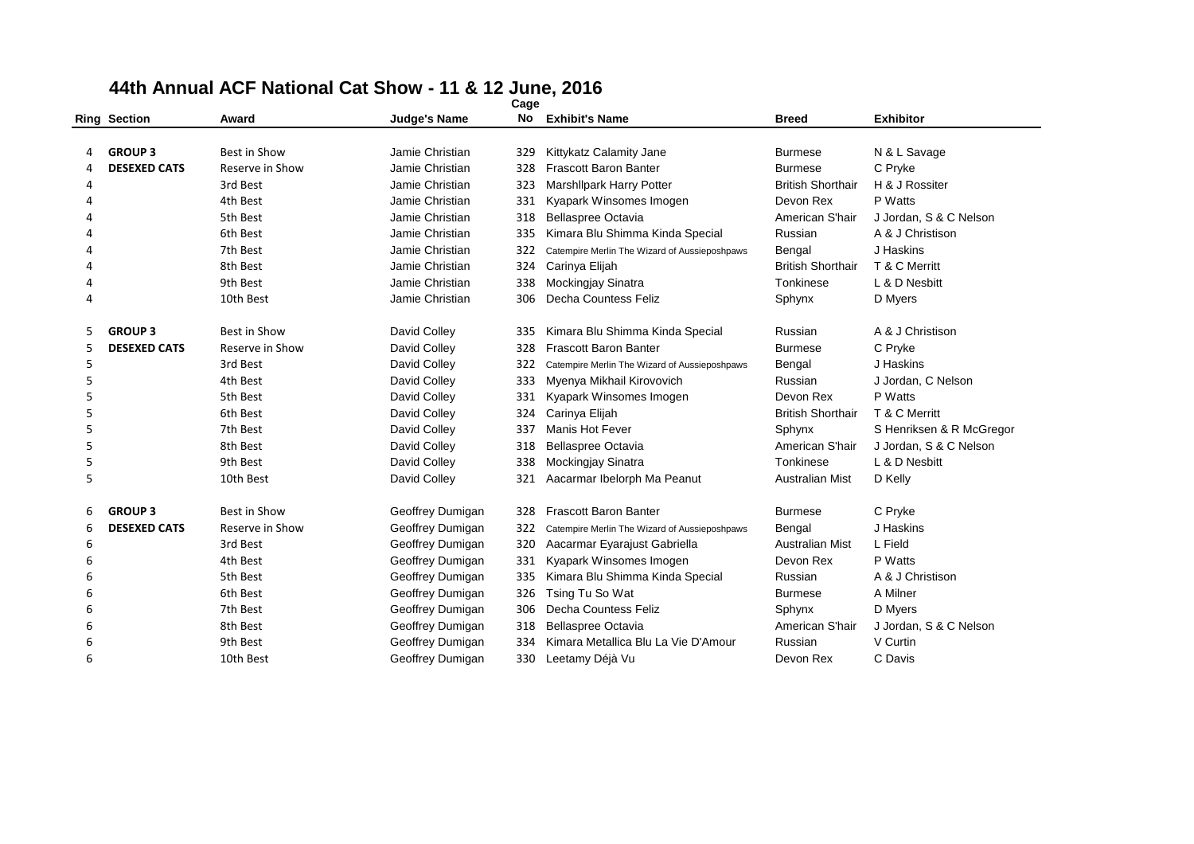# 44th Annual ACF National Cat Show - 11 & 12 June, 2016

| Ring | Section | Award | Judge's Name | Cage No | Exhibit's Name | Breed | Exhibitor |
|---|---|---|---|---|---|---|---|
| 4 | **GROUP 3** | Best in Show | Jamie Christian | 329 | Kittykatz Calamity Jane | Burmese | N & L Savage |
| 4 | **DESEXED CATS** | Reserve in Show | Jamie Christian | 328 | Frascott Baron Banter | Burmese | C Pryke |
| 4 | | 3rd Best | Jamie Christian | 323 | Marshllpark Harry Potter | British Shorthair | H & J Rossiter |
| 4 | | 4th Best | Jamie Christian | 331 | Kyapark Winsomes Imogen | Devon Rex | P Watts |
| 4 | | 5th Best | Jamie Christian | 318 | Bellaspree Octavia | American S'hair | J Jordan, S & C Nelson |
| 4 | | 6th Best | Jamie Christian | 335 | Kimara Blu Shimma Kinda Special | Russian | A & J Christison |
| 4 | | 7th Best | Jamie Christian | 322 | Catempire Merlin The Wizard of Aussieposhpaws | Bengal | J Haskins |
| 4 | | 8th Best | Jamie Christian | 324 | Carinya Elijah | British Shorthair | T & C Merritt |
| 4 | | 9th Best | Jamie Christian | 338 | Mockingjay Sinatra | Tonkinese | L & D Nesbitt |
| 4 | | 10th Best | Jamie Christian | 306 | Decha Countess Feliz | Sphynx | D Myers |
| 5 | **GROUP 3** | Best in Show | David Colley | 335 | Kimara Blu Shimma Kinda Special | Russian | A & J Christison |
| 5 | **DESEXED CATS** | Reserve in Show | David Colley | 328 | Frascott Baron Banter | Burmese | C Pryke |
| 5 | | 3rd Best | David Colley | 322 | Catempire Merlin The Wizard of Aussieposhpaws | Bengal | J Haskins |
| 5 | | 4th Best | David Colley | 333 | Myenya Mikhail Kirovovich | Russian | J Jordan, C Nelson |
| 5 | | 5th Best | David Colley | 331 | Kyapark Winsomes Imogen | Devon Rex | P Watts |
| 5 | | 6th Best | David Colley | 324 | Carinya Elijah | British Shorthair | T & C Merritt |
| 5 | | 7th Best | David Colley | 337 | Manis Hot Fever | Sphynx | S Henriksen & R McGregor |
| 5 | | 8th Best | David Colley | 318 | Bellaspree Octavia | American S'hair | J Jordan, S & C Nelson |
| 5 | | 9th Best | David Colley | 338 | Mockingjay Sinatra | Tonkinese | L & D Nesbitt |
| 5 | | 10th Best | David Colley | 321 | Aacarmar Ibelorph Ma Peanut | Australian Mist | D Kelly |
| 6 | **GROUP 3** | Best in Show | Geoffrey Dumigan | 328 | Frascott Baron Banter | Burmese | C Pryke |
| 6 | **DESEXED CATS** | Reserve in Show | Geoffrey Dumigan | 322 | Catempire Merlin The Wizard of Aussieposhpaws | Bengal | J Haskins |
| 6 | | 3rd Best | Geoffrey Dumigan | 320 | Aacarmar Eyarajust Gabriella | Australian Mist | L Field |
| 6 | | 4th Best | Geoffrey Dumigan | 331 | Kyapark Winsomes Imogen | Devon Rex | P Watts |
| 6 | | 5th Best | Geoffrey Dumigan | 335 | Kimara Blu Shimma Kinda Special | Russian | A & J Christison |
| 6 | | 6th Best | Geoffrey Dumigan | 326 | Tsing Tu So Wat | Burmese | A Milner |
| 6 | | 7th Best | Geoffrey Dumigan | 306 | Decha Countess Feliz | Sphynx | D Myers |
| 6 | | 8th Best | Geoffrey Dumigan | 318 | Bellaspree Octavia | American S'hair | J Jordan, S & C Nelson |
| 6 | | 9th Best | Geoffrey Dumigan | 334 | Kimara Metallica Blu La Vie D'Amour | Russian | V Curtin |
| 6 | | 10th Best | Geoffrey Dumigan | 330 | Leetamy Déjà Vu | Devon Rex | C Davis |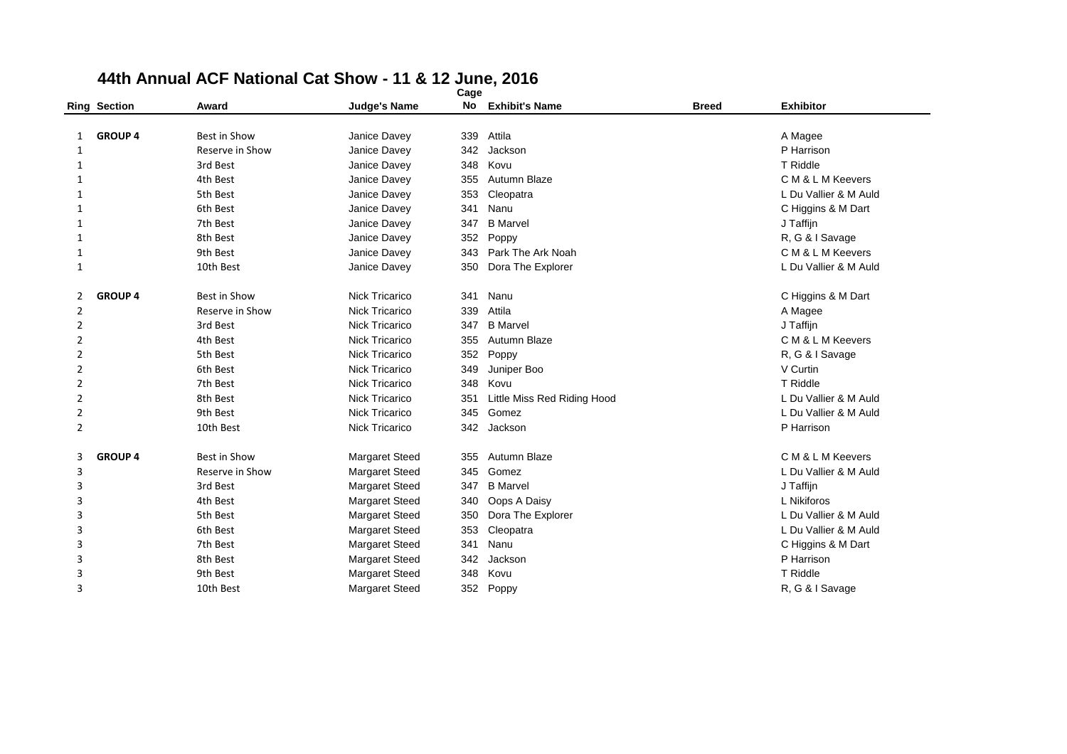# 44th Annual ACF National Cat Show - 11 & 12 June, 2016

| Ring | Section | Award | Judge's Name | Cage No | Exhibit's Name | Breed | Exhibitor |
|---|---|---|---|---|---|---|---|
| 1 | **GROUP 4** | Best in Show | Janice Davey | 339 | Attila | | A Magee |
| 1 | | Reserve in Show | Janice Davey | 342 | Jackson | | P Harrison |
| 1 | | 3rd Best | Janice Davey | 348 | Kovu | | T Riddle |
| 1 | | 4th Best | Janice Davey | 355 | Autumn Blaze | | C M & L M Keevers |
| 1 | | 5th Best | Janice Davey | 353 | Cleopatra | | L Du Vallier & M Auld |
| 1 | | 6th Best | Janice Davey | 341 | Nanu | | C Higgins & M Dart |
| 1 | | 7th Best | Janice Davey | 347 | B Marvel | | J Taffijn |
| 1 | | 8th Best | Janice Davey | 352 | Poppy | | R, G & I Savage |
| 1 | | 9th Best | Janice Davey | 343 | Park The Ark Noah | | C M & L M Keevers |
| 1 | | 10th Best | Janice Davey | 350 | Dora The Explorer | | L Du Vallier & M Auld |
| 2 | **GROUP 4** | Best in Show | Nick Tricarico | 341 | Nanu | | C Higgins & M Dart |
| 2 | | Reserve in Show | Nick Tricarico | 339 | Attila | | A Magee |
| 2 | | 3rd Best | Nick Tricarico | 347 | B Marvel | | J Taffijn |
| 2 | | 4th Best | Nick Tricarico | 355 | Autumn Blaze | | C M & L M Keevers |
| 2 | | 5th Best | Nick Tricarico | 352 | Poppy | | R, G & I Savage |
| 2 | | 6th Best | Nick Tricarico | 349 | Juniper Boo | | V Curtin |
| 2 | | 7th Best | Nick Tricarico | 348 | Kovu | | T Riddle |
| 2 | | 8th Best | Nick Tricarico | 351 | Little Miss Red Riding Hood | | L Du Vallier & M Auld |
| 2 | | 9th Best | Nick Tricarico | 345 | Gomez | | L Du Vallier & M Auld |
| 2 | | 10th Best | Nick Tricarico | 342 | Jackson | | P Harrison |
| 3 | **GROUP 4** | Best in Show | Margaret Steed | 355 | Autumn Blaze | | C M & L M Keevers |
| 3 | | Reserve in Show | Margaret Steed | 345 | Gomez | | L Du Vallier & M Auld |
| 3 | | 3rd Best | Margaret Steed | 347 | B Marvel | | J Taffijn |
| 3 | | 4th Best | Margaret Steed | 340 | Oops A Daisy | | L Nikiforos |
| 3 | | 5th Best | Margaret Steed | 350 | Dora The Explorer | | L Du Vallier & M Auld |
| 3 | | 6th Best | Margaret Steed | 353 | Cleopatra | | L Du Vallier & M Auld |
| 3 | | 7th Best | Margaret Steed | 341 | Nanu | | C Higgins & M Dart |
| 3 | | 8th Best | Margaret Steed | 342 | Jackson | | P Harrison |
| 3 | | 9th Best | Margaret Steed | 348 | Kovu | | T Riddle |
| 3 | | 10th Best | Margaret Steed | 352 | Poppy | | R, G & I Savage |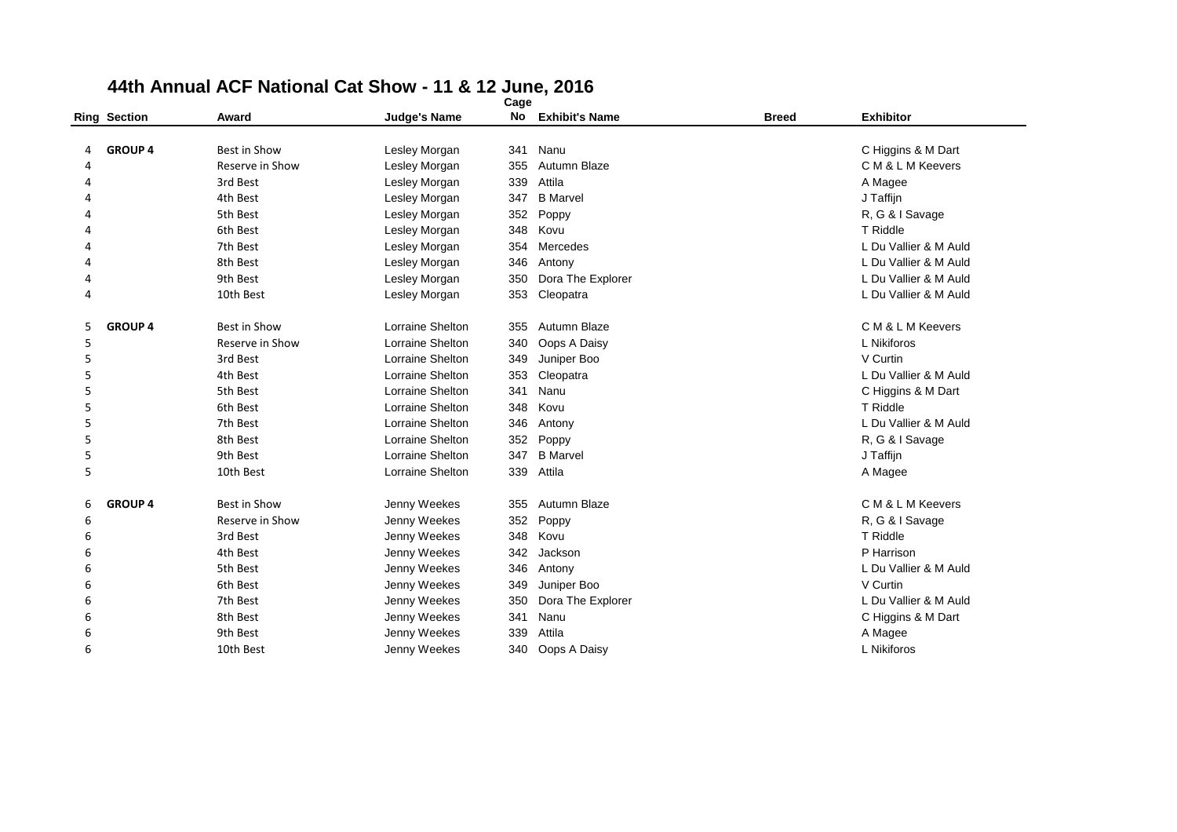# 44th Annual ACF National Cat Show - 11 & 12 June, 2016

| Ring | Section | Award | Judge's Name | Cage No | Exhibit's Name | Breed | Exhibitor |
|---|---|---|---|---|---|---|---|
| 4 | **GROUP 4** | Best in Show | Lesley Morgan | 341 | Nanu | | C Higgins & M Dart |
| 4 | | Reserve in Show | Lesley Morgan | 355 | Autumn Blaze | | C M & L M Keevers |
| 4 | | 3rd Best | Lesley Morgan | 339 | Attila | | A Magee |
| 4 | | 4th Best | Lesley Morgan | 347 | B Marvel | | J Taffijn |
| 4 | | 5th Best | Lesley Morgan | 352 | Poppy | | R, G & I Savage |
| 4 | | 6th Best | Lesley Morgan | 348 | Kovu | | T Riddle |
| 4 | | 7th Best | Lesley Morgan | 354 | Mercedes | | L Du Vallier & M Auld |
| 4 | | 8th Best | Lesley Morgan | 346 | Antony | | L Du Vallier & M Auld |
| 4 | | 9th Best | Lesley Morgan | 350 | Dora The Explorer | | L Du Vallier & M Auld |
| 4 | | 10th Best | Lesley Morgan | 353 | Cleopatra | | L Du Vallier & M Auld |
| 5 | **GROUP 4** | Best in Show | Lorraine Shelton | 355 | Autumn Blaze | | C M & L M Keevers |
| 5 | | Reserve in Show | Lorraine Shelton | 340 | Oops A Daisy | | L Nikiforos |
| 5 | | 3rd Best | Lorraine Shelton | 349 | Juniper Boo | | V Curtin |
| 5 | | 4th Best | Lorraine Shelton | 353 | Cleopatra | | L Du Vallier & M Auld |
| 5 | | 5th Best | Lorraine Shelton | 341 | Nanu | | C Higgins & M Dart |
| 5 | | 6th Best | Lorraine Shelton | 348 | Kovu | | T Riddle |
| 5 | | 7th Best | Lorraine Shelton | 346 | Antony | | L Du Vallier & M Auld |
| 5 | | 8th Best | Lorraine Shelton | 352 | Poppy | | R, G & I Savage |
| 5 | | 9th Best | Lorraine Shelton | 347 | B Marvel | | J Taffijn |
| 5 | | 10th Best | Lorraine Shelton | 339 | Attila | | A Magee |
| 6 | **GROUP 4** | Best in Show | Jenny Weekes | 355 | Autumn Blaze | | C M & L M Keevers |
| 6 | | Reserve in Show | Jenny Weekes | 352 | Poppy | | R, G & I Savage |
| 6 | | 3rd Best | Jenny Weekes | 348 | Kovu | | T Riddle |
| 6 | | 4th Best | Jenny Weekes | 342 | Jackson | | P Harrison |
| 6 | | 5th Best | Jenny Weekes | 346 | Antony | | L Du Vallier & M Auld |
| 6 | | 6th Best | Jenny Weekes | 349 | Juniper Boo | | V Curtin |
| 6 | | 7th Best | Jenny Weekes | 350 | Dora The Explorer | | L Du Vallier & M Auld |
| 6 | | 8th Best | Jenny Weekes | 341 | Nanu | | C Higgins & M Dart |
| 6 | | 9th Best | Jenny Weekes | 339 | Attila | | A Magee |
| 6 | | 10th Best | Jenny Weekes | 340 | Oops A Daisy | | L Nikiforos |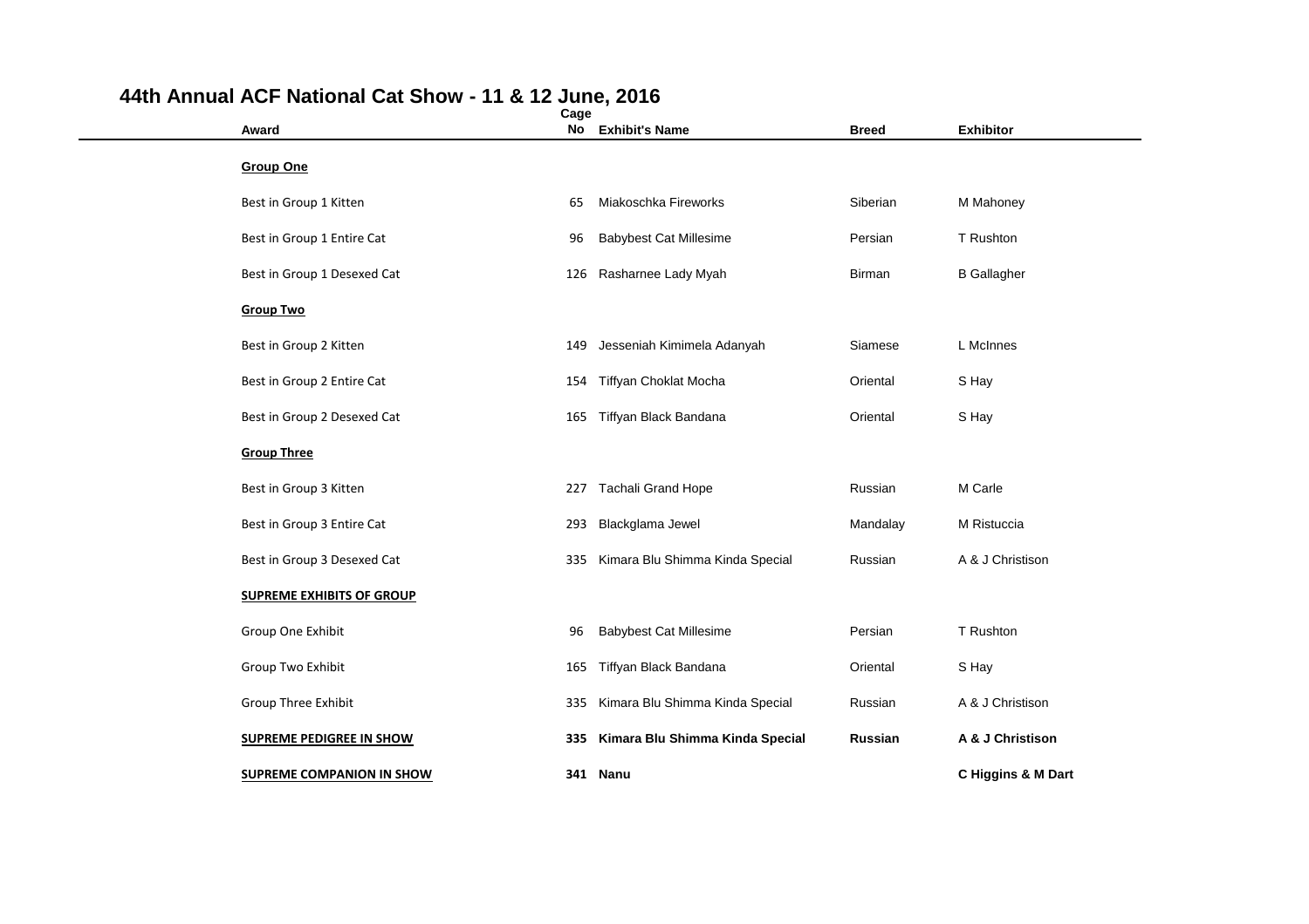# 44th Annual ACF National Cat Show - 11 & 12 June, 2016

| Award | Cage No | Exhibit's Name | Breed | Exhibitor |
|---|---|---|---|---|
| **Group One** | | | | |
| Best in Group 1 Kitten | 65 | Miakoschka Fireworks | Siberian | M Mahoney |
| Best in Group 1 Entire Cat | 96 | Babybest Cat Millesime | Persian | T Rushton |
| Best in Group 1 Desexed Cat | 126 | Rasharnee Lady Myah | Birman | B Gallagher |
| **Group Two** | | | | |
| Best in Group 2 Kitten | 149 | Jesseniah Kimimela Adanyah | Siamese | L McInnes |
| Best in Group 2 Entire Cat | 154 | Tiffyan Choklat Mocha | Oriental | S Hay |
| Best in Group 2 Desexed Cat | 165 | Tiffyan Black Bandana | Oriental | S Hay |
| **Group Three** | | | | |
| Best in Group 3 Kitten | 227 | Tachali Grand Hope | Russian | M Carle |
| Best in Group 3 Entire Cat | 293 | Blackglama Jewel | Mandalay | M Ristuccia |
| Best in Group 3 Desexed Cat | 335 | Kimara Blu Shimma Kinda Special | Russian | A & J Christison |
| **SUPREME EXHIBITS OF GROUP** | | | | |
| Group One Exhibit | 96 | Babybest Cat Millesime | Persian | T Rushton |
| Group Two Exhibit | 165 | Tiffyan Black Bandana | Oriental | S Hay |
| Group Three Exhibit | 335 | Kimara Blu Shimma Kinda Special | Russian | A & J Christison |
| **SUPREME PEDIGREE IN SHOW** | **335** | **Kimara Blu Shimma Kinda Special** | **Russian** | **A & J Christison** |
| **SUPREME COMPANION IN SHOW** | **341** | **Nanu** | | **C Higgins & M Dart** |